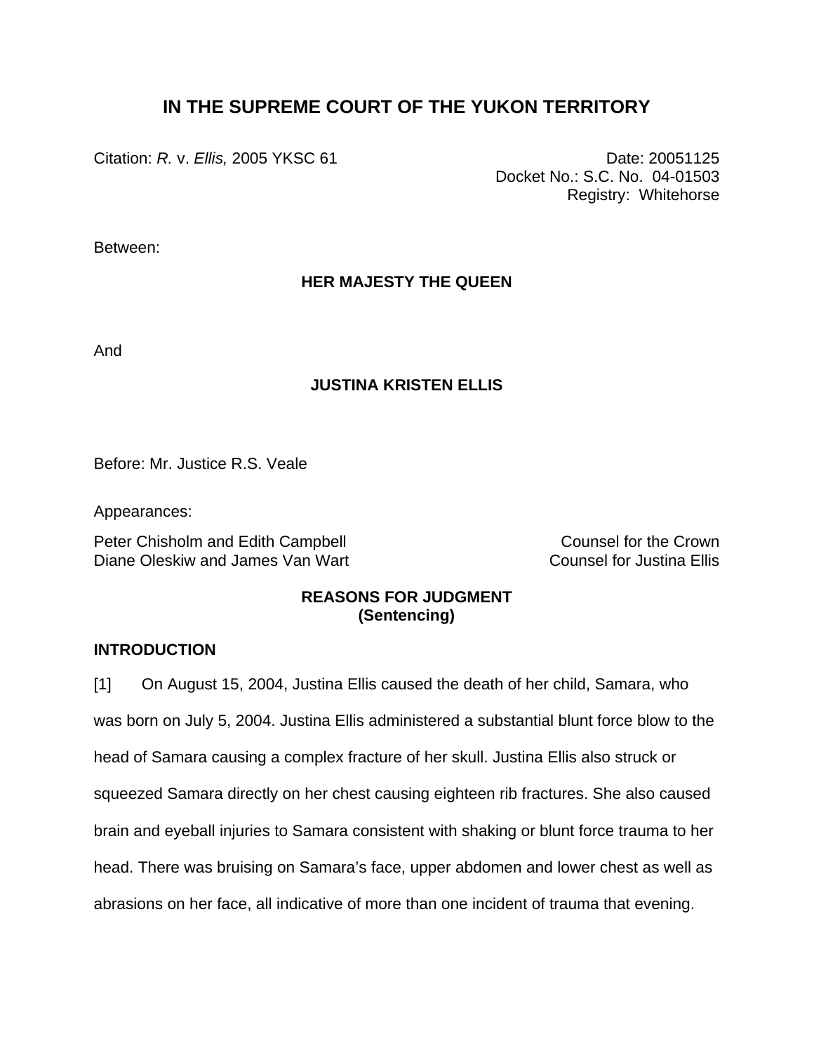# IN THE SUPREME COURT OF THE YUKON TERRITORY

Citation: *R.* v. *Ellis,* 2005 YKSC 61

Date: 20051125
Docket No.: S.C. No. 04-01503
Registry: Whitehorse

Between:

**HER MAJESTY THE QUEEN**

And

**JUSTINA KRISTEN ELLIS**

Before: Mr. Justice R.S. Veale

Appearances:

Peter Chisholm and Edith Campbell — Counsel for the Crown
Diane Oleskiw and James Van Wart — Counsel for Justina Ellis

**REASONS FOR JUDGMENT**
**(Sentencing)**

## INTRODUCTION

[1] On August 15, 2004, Justina Ellis caused the death of her child, Samara, who was born on July 5, 2004. Justina Ellis administered a substantial blunt force blow to the head of Samara causing a complex fracture of her skull. Justina Ellis also struck or squeezed Samara directly on her chest causing eighteen rib fractures. She also caused brain and eyeball injuries to Samara consistent with shaking or blunt force trauma to her head. There was bruising on Samara's face, upper abdomen and lower chest as well as abrasions on her face, all indicative of more than one incident of trauma that evening.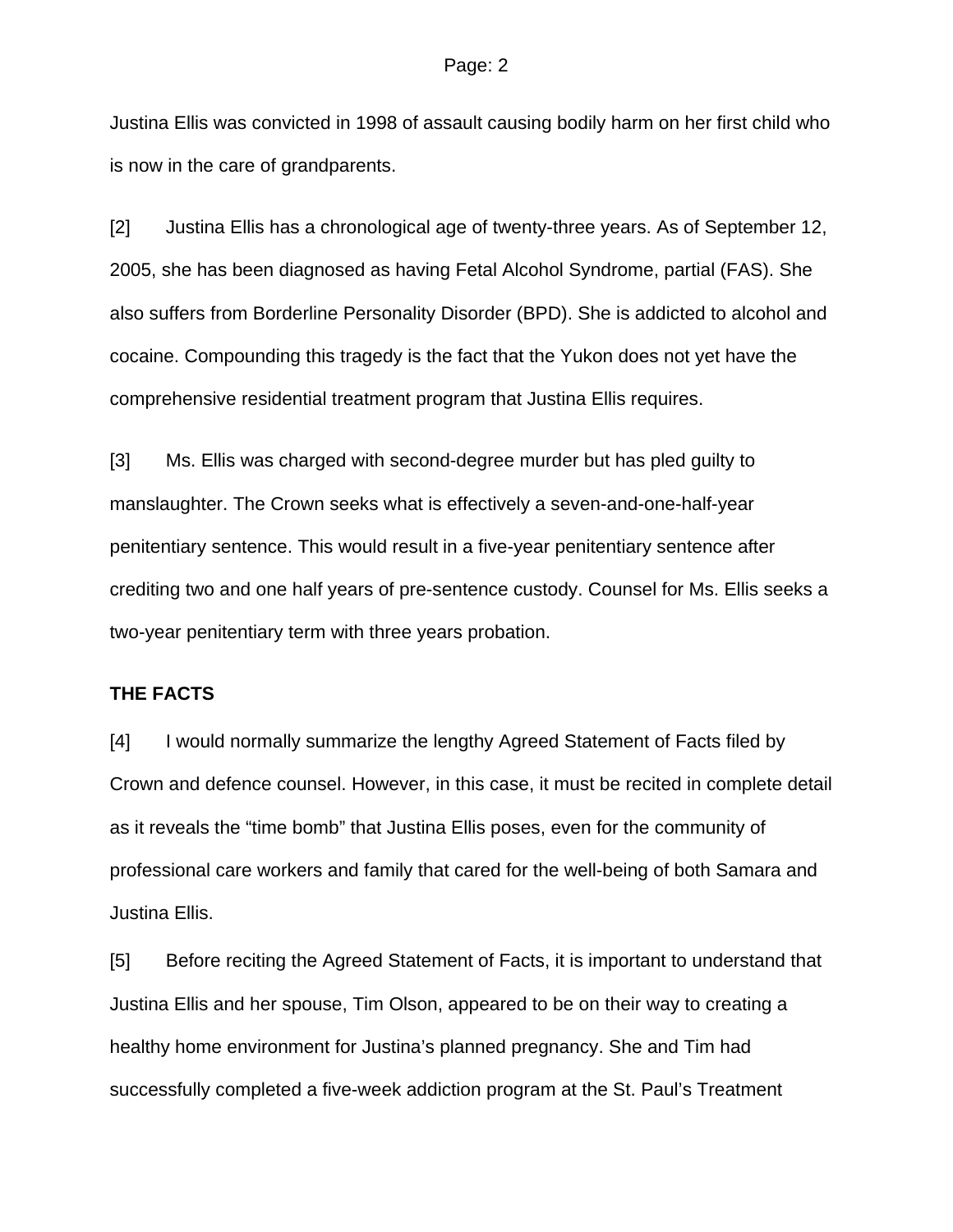Justina Ellis was convicted in 1998 of assault causing bodily harm on her first child who is now in the care of grandparents.

[2] Justina Ellis has a chronological age of twenty-three years. As of September 12, 2005, she has been diagnosed as having Fetal Alcohol Syndrome, partial (FAS). She also suffers from Borderline Personality Disorder (BPD). She is addicted to alcohol and cocaine. Compounding this tragedy is the fact that the Yukon does not yet have the comprehensive residential treatment program that Justina Ellis requires.

[3] Ms. Ellis was charged with second-degree murder but has pled guilty to manslaughter. The Crown seeks what is effectively a seven-and-one-half-year penitentiary sentence. This would result in a five-year penitentiary sentence after crediting two and one half years of pre-sentence custody. Counsel for Ms. Ellis seeks a two-year penitentiary term with three years probation.

**THE FACTS**

[4] I would normally summarize the lengthy Agreed Statement of Facts filed by Crown and defence counsel. However, in this case, it must be recited in complete detail as it reveals the "time bomb" that Justina Ellis poses, even for the community of professional care workers and family that cared for the well-being of both Samara and Justina Ellis.

[5] Before reciting the Agreed Statement of Facts, it is important to understand that Justina Ellis and her spouse, Tim Olson, appeared to be on their way to creating a healthy home environment for Justina's planned pregnancy. She and Tim had successfully completed a five-week addiction program at the St. Paul's Treatment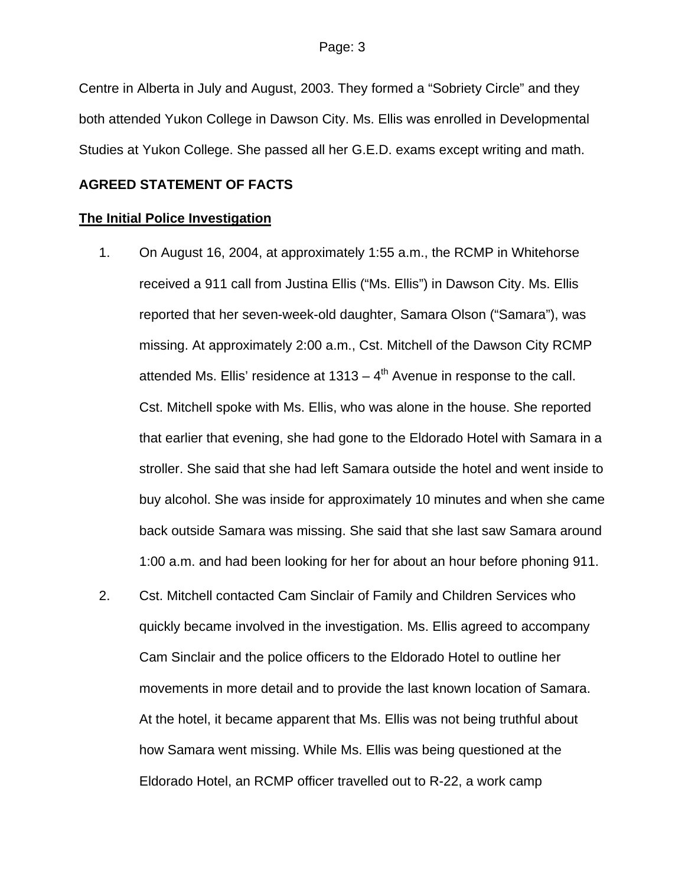Centre in Alberta in July and August, 2003. They formed a "Sobriety Circle" and they both attended Yukon College in Dawson City. Ms. Ellis was enrolled in Developmental Studies at Yukon College. She passed all her G.E.D. exams except writing and math.

**AGREED STATEMENT OF FACTS**

**The Initial Police Investigation**

1. On August 16, 2004, at approximately 1:55 a.m., the RCMP in Whitehorse received a 911 call from Justina Ellis ("Ms. Ellis") in Dawson City. Ms. Ellis reported that her seven-week-old daughter, Samara Olson ("Samara"), was missing. At approximately 2:00 a.m., Cst. Mitchell of the Dawson City RCMP attended Ms. Ellis' residence at 1313 – 4th Avenue in response to the call. Cst. Mitchell spoke with Ms. Ellis, who was alone in the house. She reported that earlier that evening, she had gone to the Eldorado Hotel with Samara in a stroller. She said that she had left Samara outside the hotel and went inside to buy alcohol. She was inside for approximately 10 minutes and when she came back outside Samara was missing. She said that she last saw Samara around 1:00 a.m. and had been looking for her for about an hour before phoning 911.

2. Cst. Mitchell contacted Cam Sinclair of Family and Children Services who quickly became involved in the investigation. Ms. Ellis agreed to accompany Cam Sinclair and the police officers to the Eldorado Hotel to outline her movements in more detail and to provide the last known location of Samara. At the hotel, it became apparent that Ms. Ellis was not being truthful about how Samara went missing. While Ms. Ellis was being questioned at the Eldorado Hotel, an RCMP officer travelled out to R-22, a work camp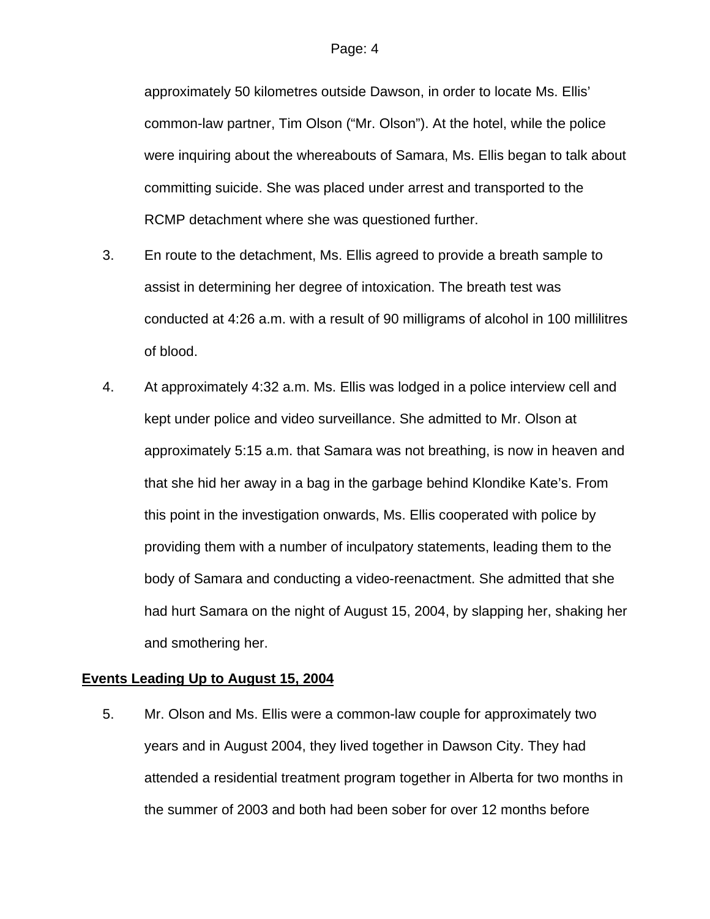approximately 50 kilometres outside Dawson, in order to locate Ms. Ellis' common-law partner, Tim Olson ("Mr. Olson"). At the hotel, while the police were inquiring about the whereabouts of Samara, Ms. Ellis began to talk about committing suicide. She was placed under arrest and transported to the RCMP detachment where she was questioned further.

3. En route to the detachment, Ms. Ellis agreed to provide a breath sample to assist in determining her degree of intoxication. The breath test was conducted at 4:26 a.m. with a result of 90 milligrams of alcohol in 100 millilitres of blood.

4. At approximately 4:32 a.m. Ms. Ellis was lodged in a police interview cell and kept under police and video surveillance. She admitted to Mr. Olson at approximately 5:15 a.m. that Samara was not breathing, is now in heaven and that she hid her away in a bag in the garbage behind Klondike Kate's. From this point in the investigation onwards, Ms. Ellis cooperated with police by providing them with a number of inculpatory statements, leading them to the body of Samara and conducting a video-reenactment. She admitted that she had hurt Samara on the night of August 15, 2004, by slapping her, shaking her and smothering her.

**<u>Events Leading Up to August 15, 2004</u>**

5. Mr. Olson and Ms. Ellis were a common-law couple for approximately two years and in August 2004, they lived together in Dawson City. They had attended a residential treatment program together in Alberta for two months in the summer of 2003 and both had been sober for over 12 months before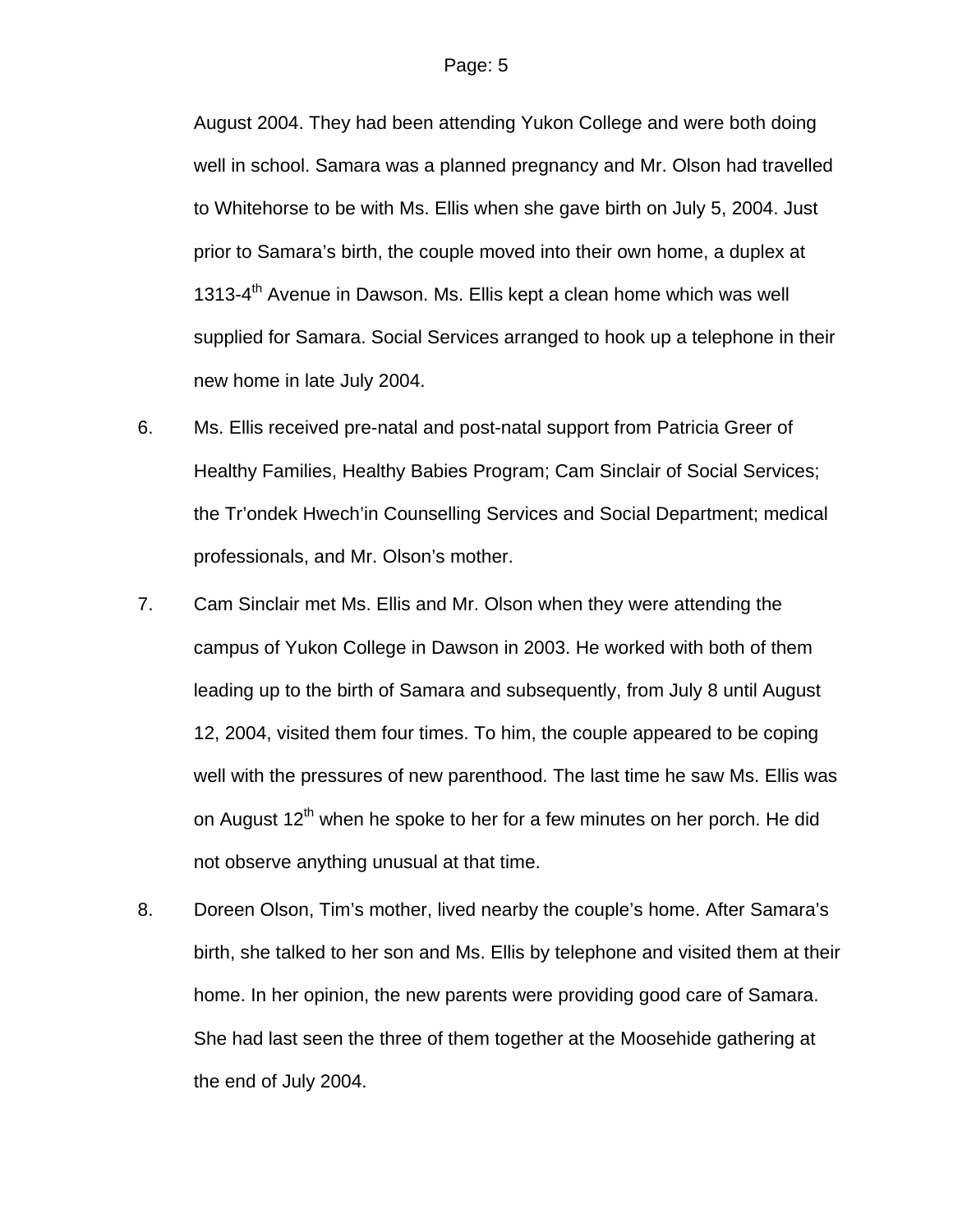August 2004. They had been attending Yukon College and were both doing well in school. Samara was a planned pregnancy and Mr. Olson had travelled to Whitehorse to be with Ms. Ellis when she gave birth on July 5, 2004. Just prior to Samara's birth, the couple moved into their own home, a duplex at 1313-4th Avenue in Dawson. Ms. Ellis kept a clean home which was well supplied for Samara. Social Services arranged to hook up a telephone in their new home in late July 2004.

6. Ms. Ellis received pre-natal and post-natal support from Patricia Greer of Healthy Families, Healthy Babies Program; Cam Sinclair of Social Services; the Tr'ondek Hwech'in Counselling Services and Social Department; medical professionals, and Mr. Olson's mother.

7. Cam Sinclair met Ms. Ellis and Mr. Olson when they were attending the campus of Yukon College in Dawson in 2003. He worked with both of them leading up to the birth of Samara and subsequently, from July 8 until August 12, 2004, visited them four times. To him, the couple appeared to be coping well with the pressures of new parenthood. The last time he saw Ms. Ellis was on August 12th when he spoke to her for a few minutes on her porch. He did not observe anything unusual at that time.

8. Doreen Olson, Tim's mother, lived nearby the couple's home. After Samara's birth, she talked to her son and Ms. Ellis by telephone and visited them at their home. In her opinion, the new parents were providing good care of Samara. She had last seen the three of them together at the Moosehide gathering at the end of July 2004.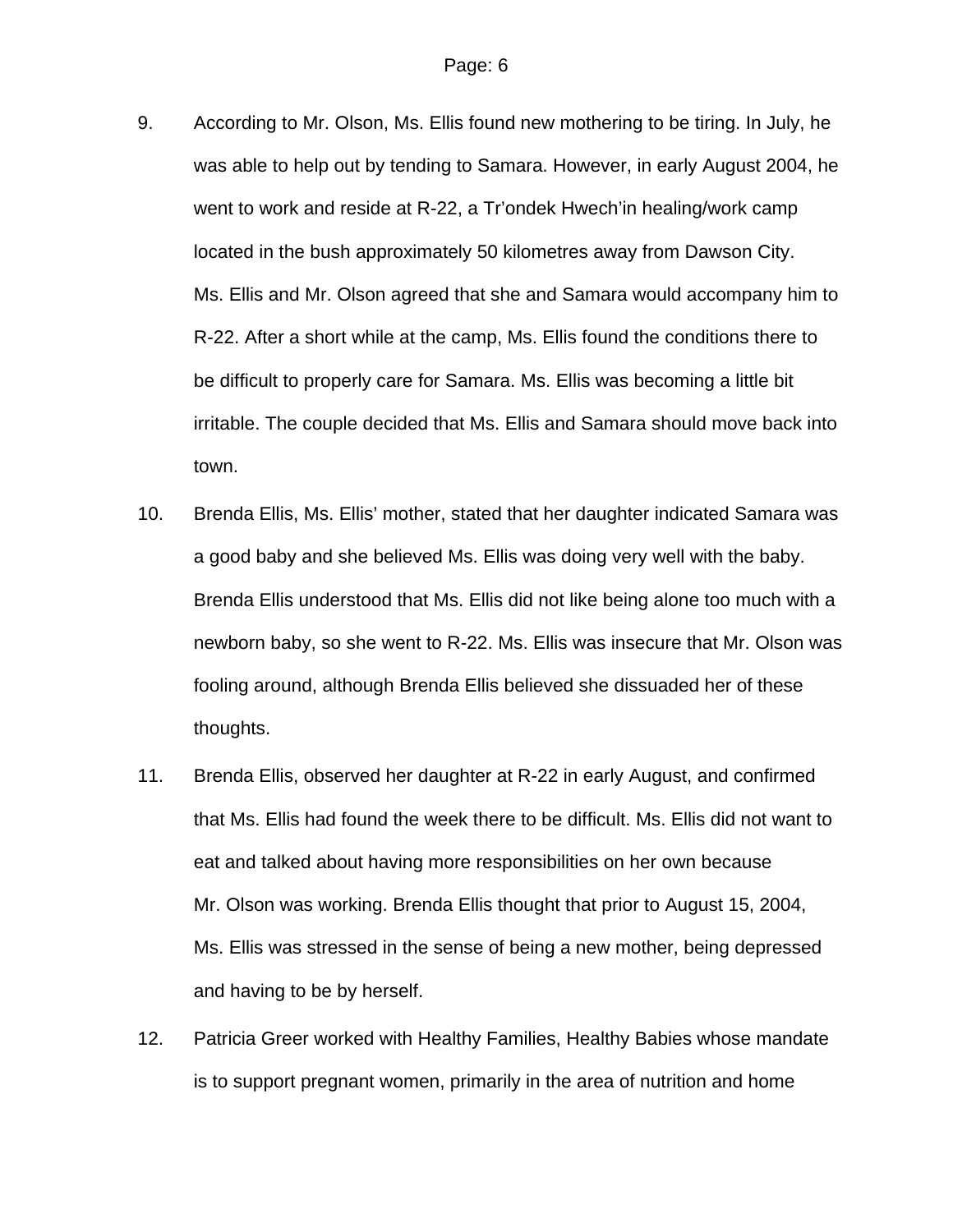9. According to Mr. Olson, Ms. Ellis found new mothering to be tiring. In July, he was able to help out by tending to Samara. However, in early August 2004, he went to work and reside at R-22, a Tr'ondek Hwech'in healing/work camp located in the bush approximately 50 kilometres away from Dawson City. Ms. Ellis and Mr. Olson agreed that she and Samara would accompany him to R-22. After a short while at the camp, Ms. Ellis found the conditions there to be difficult to properly care for Samara. Ms. Ellis was becoming a little bit irritable. The couple decided that Ms. Ellis and Samara should move back into town.

10. Brenda Ellis, Ms. Ellis' mother, stated that her daughter indicated Samara was a good baby and she believed Ms. Ellis was doing very well with the baby. Brenda Ellis understood that Ms. Ellis did not like being alone too much with a newborn baby, so she went to R-22. Ms. Ellis was insecure that Mr. Olson was fooling around, although Brenda Ellis believed she dissuaded her of these thoughts.

11. Brenda Ellis, observed her daughter at R-22 in early August, and confirmed that Ms. Ellis had found the week there to be difficult. Ms. Ellis did not want to eat and talked about having more responsibilities on her own because Mr. Olson was working. Brenda Ellis thought that prior to August 15, 2004, Ms. Ellis was stressed in the sense of being a new mother, being depressed and having to be by herself.

12. Patricia Greer worked with Healthy Families, Healthy Babies whose mandate is to support pregnant women, primarily in the area of nutrition and home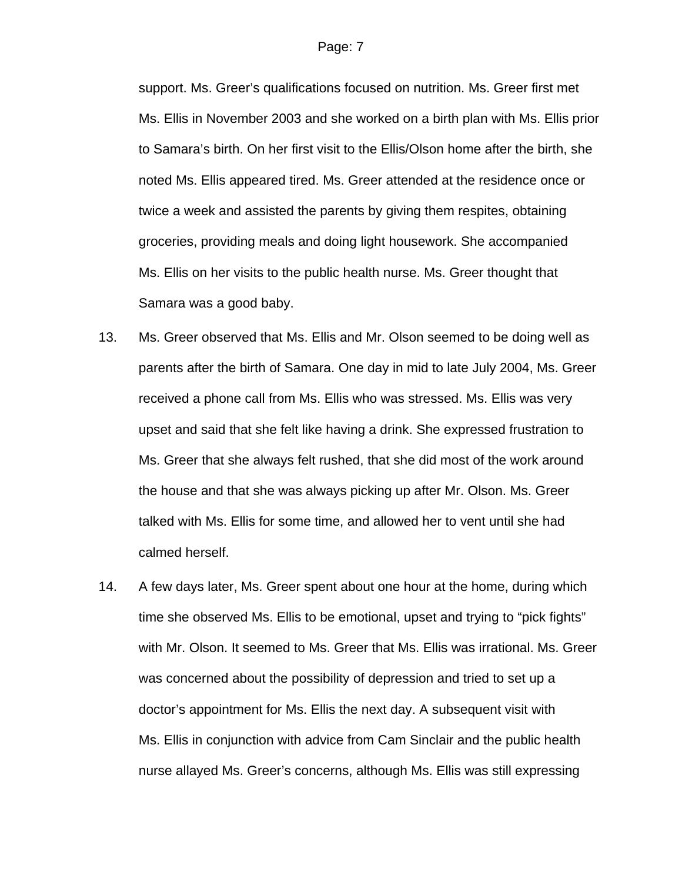support. Ms. Greer's qualifications focused on nutrition. Ms. Greer first met Ms. Ellis in November 2003 and she worked on a birth plan with Ms. Ellis prior to Samara's birth. On her first visit to the Ellis/Olson home after the birth, she noted Ms. Ellis appeared tired. Ms. Greer attended at the residence once or twice a week and assisted the parents by giving them respites, obtaining groceries, providing meals and doing light housework. She accompanied Ms. Ellis on her visits to the public health nurse. Ms. Greer thought that Samara was a good baby.

13. Ms. Greer observed that Ms. Ellis and Mr. Olson seemed to be doing well as parents after the birth of Samara. One day in mid to late July 2004, Ms. Greer received a phone call from Ms. Ellis who was stressed. Ms. Ellis was very upset and said that she felt like having a drink. She expressed frustration to Ms. Greer that she always felt rushed, that she did most of the work around the house and that she was always picking up after Mr. Olson. Ms. Greer talked with Ms. Ellis for some time, and allowed her to vent until she had calmed herself.

14. A few days later, Ms. Greer spent about one hour at the home, during which time she observed Ms. Ellis to be emotional, upset and trying to "pick fights" with Mr. Olson. It seemed to Ms. Greer that Ms. Ellis was irrational. Ms. Greer was concerned about the possibility of depression and tried to set up a doctor's appointment for Ms. Ellis the next day. A subsequent visit with Ms. Ellis in conjunction with advice from Cam Sinclair and the public health nurse allayed Ms. Greer's concerns, although Ms. Ellis was still expressing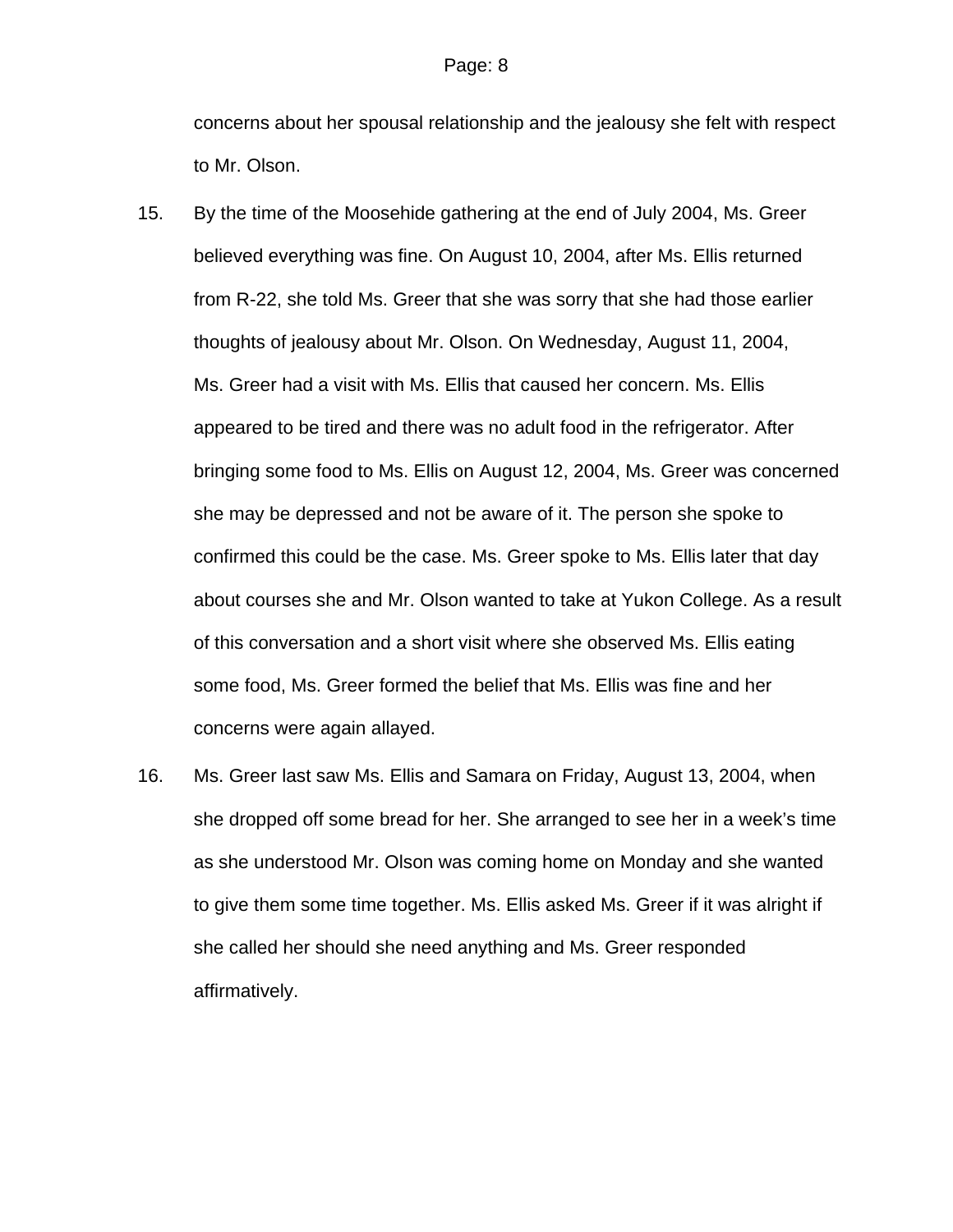concerns about her spousal relationship and the jealousy she felt with respect to Mr. Olson.

15. By the time of the Moosehide gathering at the end of July 2004, Ms. Greer believed everything was fine. On August 10, 2004, after Ms. Ellis returned from R-22, she told Ms. Greer that she was sorry that she had those earlier thoughts of jealousy about Mr. Olson. On Wednesday, August 11, 2004, Ms. Greer had a visit with Ms. Ellis that caused her concern. Ms. Ellis appeared to be tired and there was no adult food in the refrigerator. After bringing some food to Ms. Ellis on August 12, 2004, Ms. Greer was concerned she may be depressed and not be aware of it. The person she spoke to confirmed this could be the case. Ms. Greer spoke to Ms. Ellis later that day about courses she and Mr. Olson wanted to take at Yukon College. As a result of this conversation and a short visit where she observed Ms. Ellis eating some food, Ms. Greer formed the belief that Ms. Ellis was fine and her concerns were again allayed.

16. Ms. Greer last saw Ms. Ellis and Samara on Friday, August 13, 2004, when she dropped off some bread for her. She arranged to see her in a week's time as she understood Mr. Olson was coming home on Monday and she wanted to give them some time together. Ms. Ellis asked Ms. Greer if it was alright if she called her should she need anything and Ms. Greer responded affirmatively.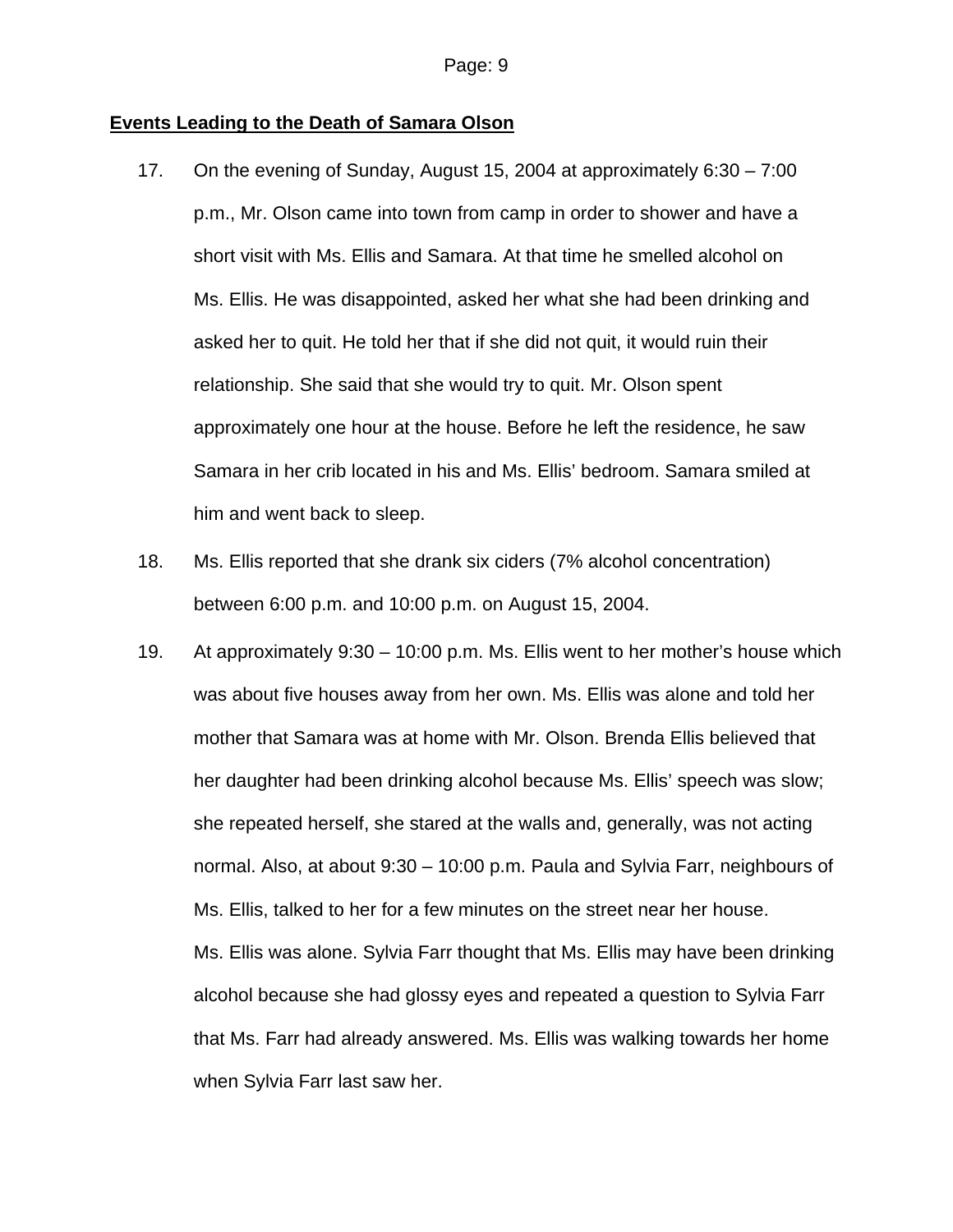**Events Leading to the Death of Samara Olson**

17. On the evening of Sunday, August 15, 2004 at approximately 6:30 – 7:00 p.m., Mr. Olson came into town from camp in order to shower and have a short visit with Ms. Ellis and Samara. At that time he smelled alcohol on Ms. Ellis. He was disappointed, asked her what she had been drinking and asked her to quit. He told her that if she did not quit, it would ruin their relationship. She said that she would try to quit. Mr. Olson spent approximately one hour at the house. Before he left the residence, he saw Samara in her crib located in his and Ms. Ellis' bedroom. Samara smiled at him and went back to sleep.

18. Ms. Ellis reported that she drank six ciders (7% alcohol concentration) between 6:00 p.m. and 10:00 p.m. on August 15, 2004.

19. At approximately 9:30 – 10:00 p.m. Ms. Ellis went to her mother's house which was about five houses away from her own. Ms. Ellis was alone and told her mother that Samara was at home with Mr. Olson. Brenda Ellis believed that her daughter had been drinking alcohol because Ms. Ellis' speech was slow; she repeated herself, she stared at the walls and, generally, was not acting normal. Also, at about 9:30 – 10:00 p.m. Paula and Sylvia Farr, neighbours of Ms. Ellis, talked to her for a few minutes on the street near her house. Ms. Ellis was alone. Sylvia Farr thought that Ms. Ellis may have been drinking alcohol because she had glossy eyes and repeated a question to Sylvia Farr that Ms. Farr had already answered. Ms. Ellis was walking towards her home when Sylvia Farr last saw her.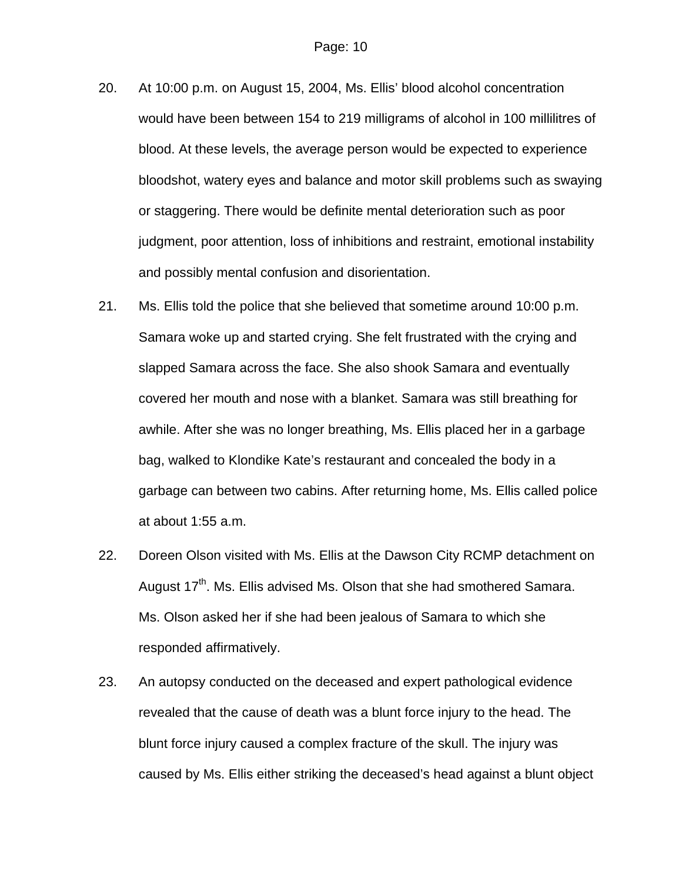20. At 10:00 p.m. on August 15, 2004, Ms. Ellis' blood alcohol concentration would have been between 154 to 219 milligrams of alcohol in 100 millilitres of blood. At these levels, the average person would be expected to experience bloodshot, watery eyes and balance and motor skill problems such as swaying or staggering. There would be definite mental deterioration such as poor judgment, poor attention, loss of inhibitions and restraint, emotional instability and possibly mental confusion and disorientation.

21. Ms. Ellis told the police that she believed that sometime around 10:00 p.m. Samara woke up and started crying. She felt frustrated with the crying and slapped Samara across the face. She also shook Samara and eventually covered her mouth and nose with a blanket. Samara was still breathing for awhile. After she was no longer breathing, Ms. Ellis placed her in a garbage bag, walked to Klondike Kate's restaurant and concealed the body in a garbage can between two cabins. After returning home, Ms. Ellis called police at about 1:55 a.m.

22. Doreen Olson visited with Ms. Ellis at the Dawson City RCMP detachment on August 17th. Ms. Ellis advised Ms. Olson that she had smothered Samara. Ms. Olson asked her if she had been jealous of Samara to which she responded affirmatively.

23. An autopsy conducted on the deceased and expert pathological evidence revealed that the cause of death was a blunt force injury to the head. The blunt force injury caused a complex fracture of the skull. The injury was caused by Ms. Ellis either striking the deceased's head against a blunt object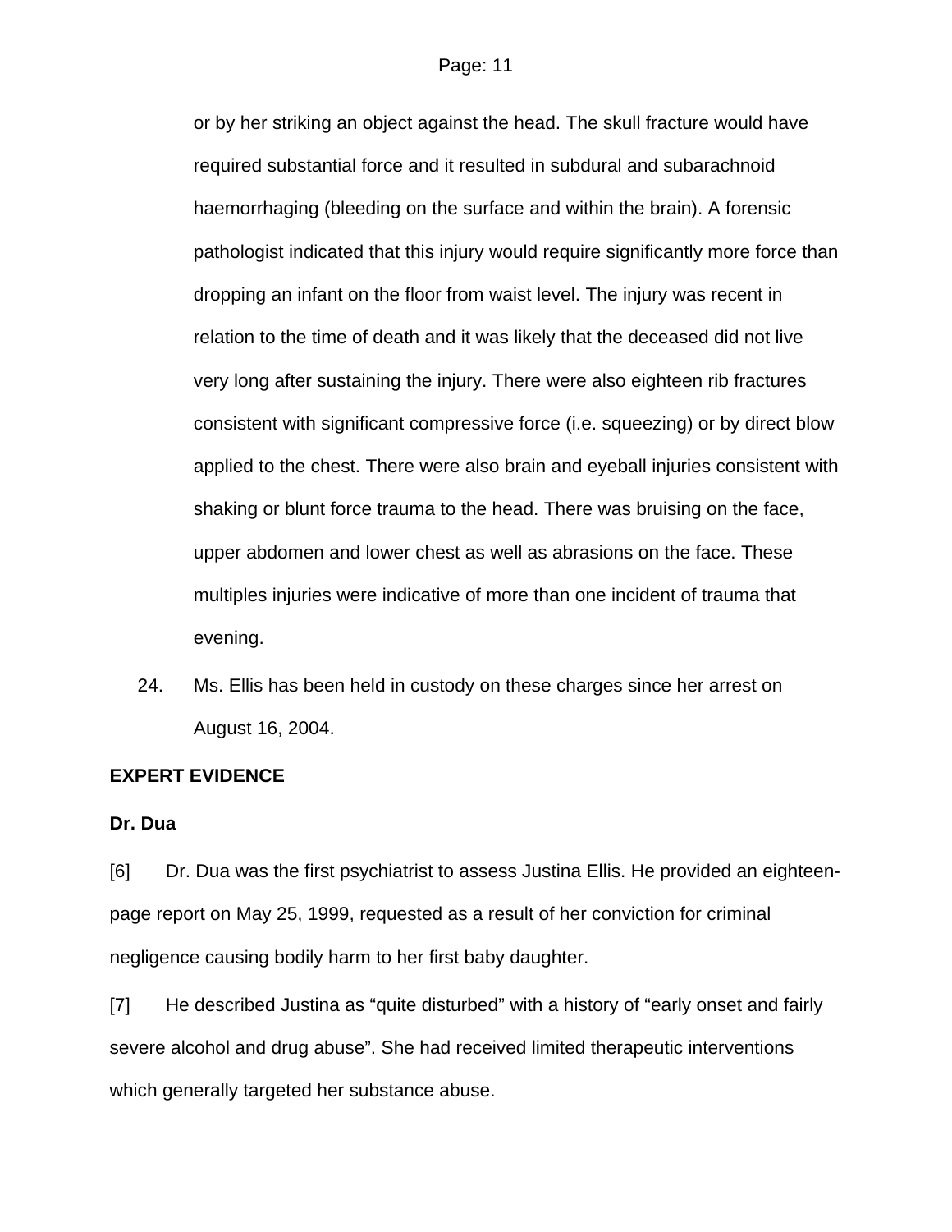or by her striking an object against the head. The skull fracture would have required substantial force and it resulted in subdural and subarachnoid haemorrhaging (bleeding on the surface and within the brain). A forensic pathologist indicated that this injury would require significantly more force than dropping an infant on the floor from waist level. The injury was recent in relation to the time of death and it was likely that the deceased did not live very long after sustaining the injury. There were also eighteen rib fractures consistent with significant compressive force (i.e. squeezing) or by direct blow applied to the chest. There were also brain and eyeball injuries consistent with shaking or blunt force trauma to the head. There was bruising on the face, upper abdomen and lower chest as well as abrasions on the face. These multiples injuries were indicative of more than one incident of trauma that evening.

24. Ms. Ellis has been held in custody on these charges since her arrest on August 16, 2004.

**EXPERT EVIDENCE**

**Dr. Dua**

[6] Dr. Dua was the first psychiatrist to assess Justina Ellis. He provided an eighteen-page report on May 25, 1999, requested as a result of her conviction for criminal negligence causing bodily harm to her first baby daughter.

[7] He described Justina as “quite disturbed” with a history of “early onset and fairly severe alcohol and drug abuse”. She had received limited therapeutic interventions which generally targeted her substance abuse.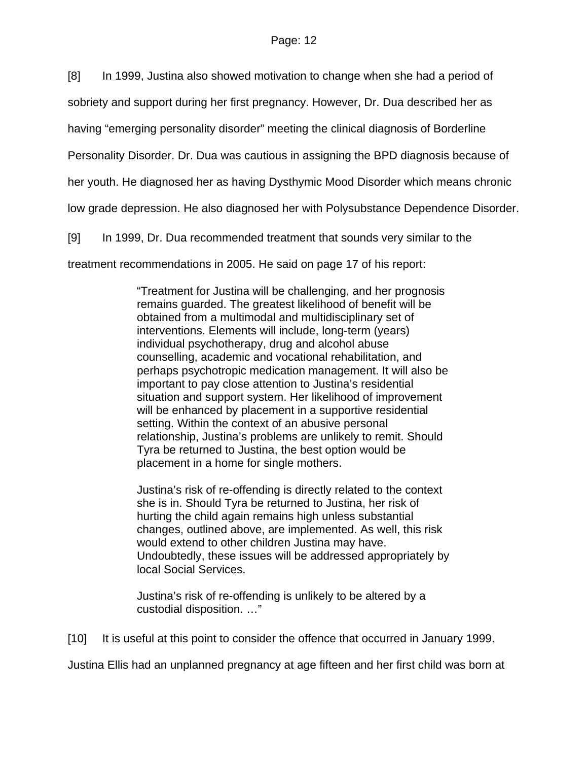[8] In 1999, Justina also showed motivation to change when she had a period of sobriety and support during her first pregnancy. However, Dr. Dua described her as having "emerging personality disorder" meeting the clinical diagnosis of Borderline Personality Disorder. Dr. Dua was cautious in assigning the BPD diagnosis because of her youth. He diagnosed her as having Dysthymic Mood Disorder which means chronic low grade depression. He also diagnosed her with Polysubstance Dependence Disorder.

[9] In 1999, Dr. Dua recommended treatment that sounds very similar to the treatment recommendations in 2005. He said on page 17 of his report:

> "Treatment for Justina will be challenging, and her prognosis remains guarded. The greatest likelihood of benefit will be obtained from a multimodal and multidisciplinary set of interventions. Elements will include, long-term (years) individual psychotherapy, drug and alcohol abuse counselling, academic and vocational rehabilitation, and perhaps psychotropic medication management. It will also be important to pay close attention to Justina's residential situation and support system. Her likelihood of improvement will be enhanced by placement in a supportive residential setting. Within the context of an abusive personal relationship, Justina's problems are unlikely to remit. Should Tyra be returned to Justina, the best option would be placement in a home for single mothers.
>
> Justina's risk of re-offending is directly related to the context she is in. Should Tyra be returned to Justina, her risk of hurting the child again remains high unless substantial changes, outlined above, are implemented. As well, this risk would extend to other children Justina may have. Undoubtedly, these issues will be addressed appropriately by local Social Services.
>
> Justina's risk of re-offending is unlikely to be altered by a custodial disposition. …"

[10] It is useful at this point to consider the offence that occurred in January 1999. Justina Ellis had an unplanned pregnancy at age fifteen and her first child was born at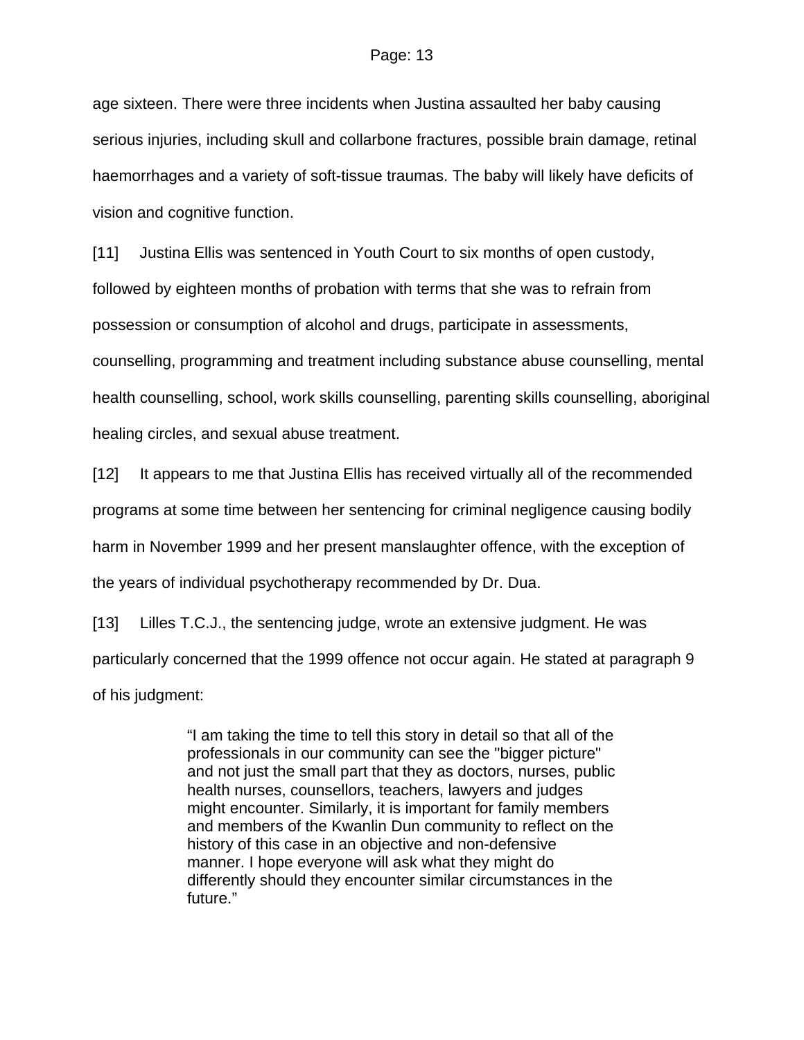age sixteen. There were three incidents when Justina assaulted her baby causing serious injuries, including skull and collarbone fractures, possible brain damage, retinal haemorrhages and a variety of soft-tissue traumas. The baby will likely have deficits of vision and cognitive function.

[11] Justina Ellis was sentenced in Youth Court to six months of open custody, followed by eighteen months of probation with terms that she was to refrain from possession or consumption of alcohol and drugs, participate in assessments, counselling, programming and treatment including substance abuse counselling, mental health counselling, school, work skills counselling, parenting skills counselling, aboriginal healing circles, and sexual abuse treatment.

[12] It appears to me that Justina Ellis has received virtually all of the recommended programs at some time between her sentencing for criminal negligence causing bodily harm in November 1999 and her present manslaughter offence, with the exception of the years of individual psychotherapy recommended by Dr. Dua.

[13] Lilles T.C.J., the sentencing judge, wrote an extensive judgment. He was particularly concerned that the 1999 offence not occur again. He stated at paragraph 9 of his judgment:

> "I am taking the time to tell this story in detail so that all of the professionals in our community can see the "bigger picture" and not just the small part that they as doctors, nurses, public health nurses, counsellors, teachers, lawyers and judges might encounter. Similarly, it is important for family members and members of the Kwanlin Dun community to reflect on the history of this case in an objective and non-defensive manner. I hope everyone will ask what they might do differently should they encounter similar circumstances in the future."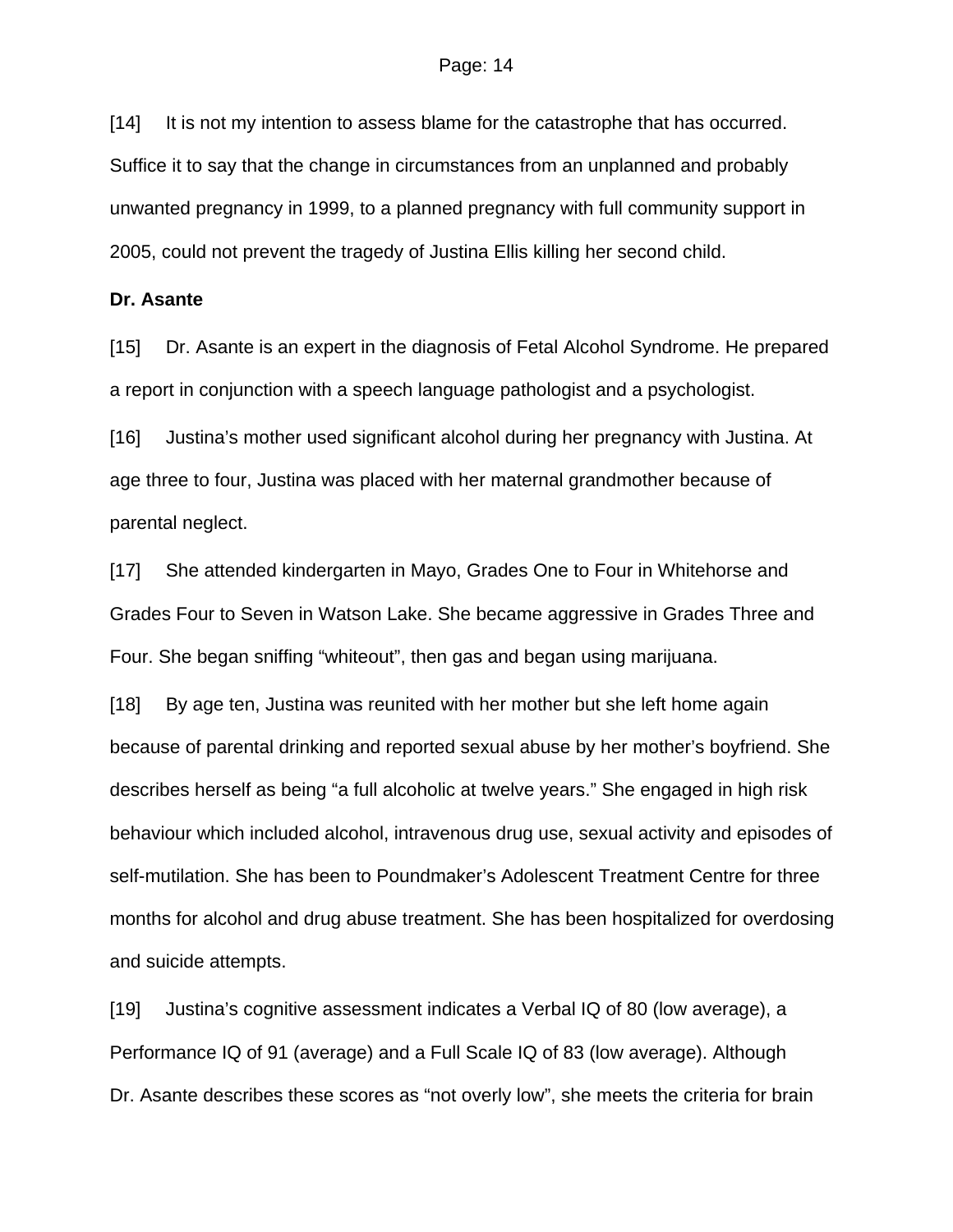[14] It is not my intention to assess blame for the catastrophe that has occurred. Suffice it to say that the change in circumstances from an unplanned and probably unwanted pregnancy in 1999, to a planned pregnancy with full community support in 2005, could not prevent the tragedy of Justina Ellis killing her second child.

**Dr. Asante**

[15] Dr. Asante is an expert in the diagnosis of Fetal Alcohol Syndrome. He prepared a report in conjunction with a speech language pathologist and a psychologist.

[16] Justina's mother used significant alcohol during her pregnancy with Justina. At age three to four, Justina was placed with her maternal grandmother because of parental neglect.

[17] She attended kindergarten in Mayo, Grades One to Four in Whitehorse and Grades Four to Seven in Watson Lake. She became aggressive in Grades Three and Four. She began sniffing "whiteout", then gas and began using marijuana.

[18] By age ten, Justina was reunited with her mother but she left home again because of parental drinking and reported sexual abuse by her mother's boyfriend. She describes herself as being "a full alcoholic at twelve years." She engaged in high risk behaviour which included alcohol, intravenous drug use, sexual activity and episodes of self-mutilation. She has been to Poundmaker's Adolescent Treatment Centre for three months for alcohol and drug abuse treatment. She has been hospitalized for overdosing and suicide attempts.

[19] Justina's cognitive assessment indicates a Verbal IQ of 80 (low average), a Performance IQ of 91 (average) and a Full Scale IQ of 83 (low average). Although Dr. Asante describes these scores as "not overly low", she meets the criteria for brain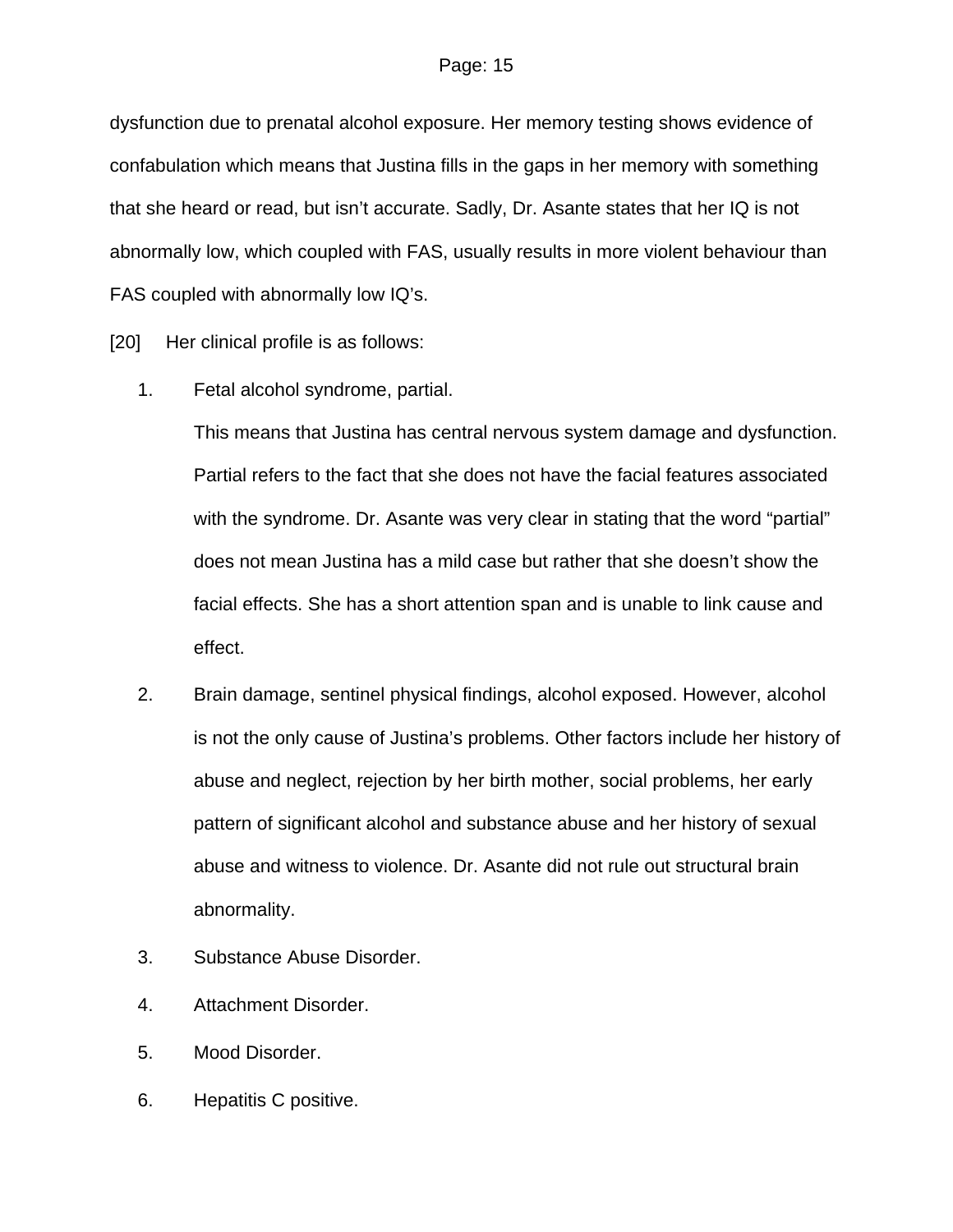dysfunction due to prenatal alcohol exposure. Her memory testing shows evidence of confabulation which means that Justina fills in the gaps in her memory with something that she heard or read, but isn't accurate. Sadly, Dr. Asante states that her IQ is not abnormally low, which coupled with FAS, usually results in more violent behaviour than FAS coupled with abnormally low IQ's.

[20] Her clinical profile is as follows:

1. Fetal alcohol syndrome, partial.

   This means that Justina has central nervous system damage and dysfunction. Partial refers to the fact that she does not have the facial features associated with the syndrome. Dr. Asante was very clear in stating that the word "partial" does not mean Justina has a mild case but rather that she doesn't show the facial effects. She has a short attention span and is unable to link cause and effect.

2. Brain damage, sentinel physical findings, alcohol exposed. However, alcohol is not the only cause of Justina's problems. Other factors include her history of abuse and neglect, rejection by her birth mother, social problems, her early pattern of significant alcohol and substance abuse and her history of sexual abuse and witness to violence. Dr. Asante did not rule out structural brain abnormality.

3. Substance Abuse Disorder.

4. Attachment Disorder.

5. Mood Disorder.

6. Hepatitis C positive.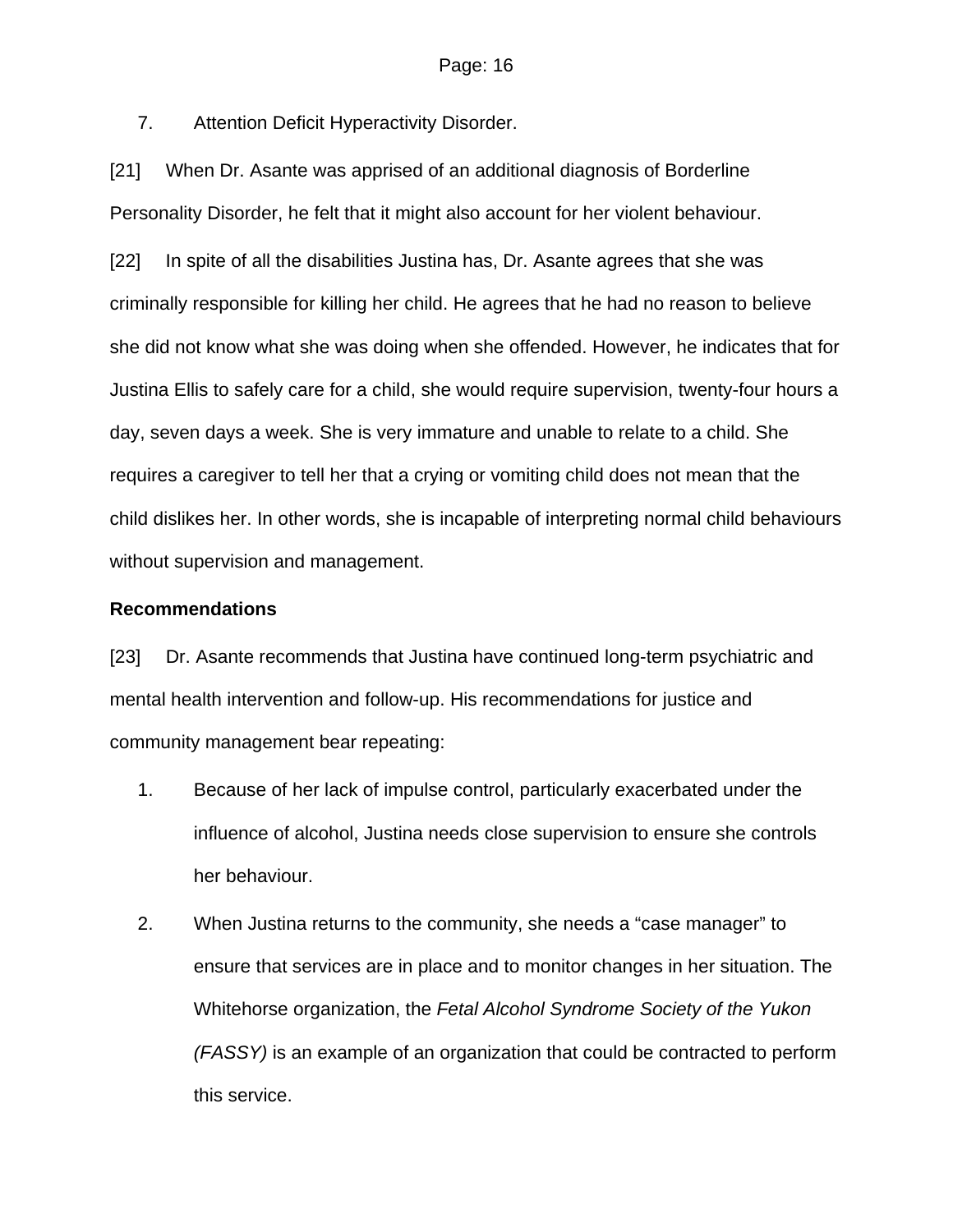7. Attention Deficit Hyperactivity Disorder.

[21] When Dr. Asante was apprised of an additional diagnosis of Borderline Personality Disorder, he felt that it might also account for her violent behaviour.

[22] In spite of all the disabilities Justina has, Dr. Asante agrees that she was criminally responsible for killing her child. He agrees that he had no reason to believe she did not know what she was doing when she offended. However, he indicates that for Justina Ellis to safely care for a child, she would require supervision, twenty-four hours a day, seven days a week. She is very immature and unable to relate to a child. She requires a caregiver to tell her that a crying or vomiting child does not mean that the child dislikes her. In other words, she is incapable of interpreting normal child behaviours without supervision and management.

**Recommendations**

[23] Dr. Asante recommends that Justina have continued long-term psychiatric and mental health intervention and follow-up. His recommendations for justice and community management bear repeating:

1. Because of her lack of impulse control, particularly exacerbated under the influence of alcohol, Justina needs close supervision to ensure she controls her behaviour.

2. When Justina returns to the community, she needs a "case manager" to ensure that services are in place and to monitor changes in her situation. The Whitehorse organization, the *Fetal Alcohol Syndrome Society of the Yukon (FASSY)* is an example of an organization that could be contracted to perform this service.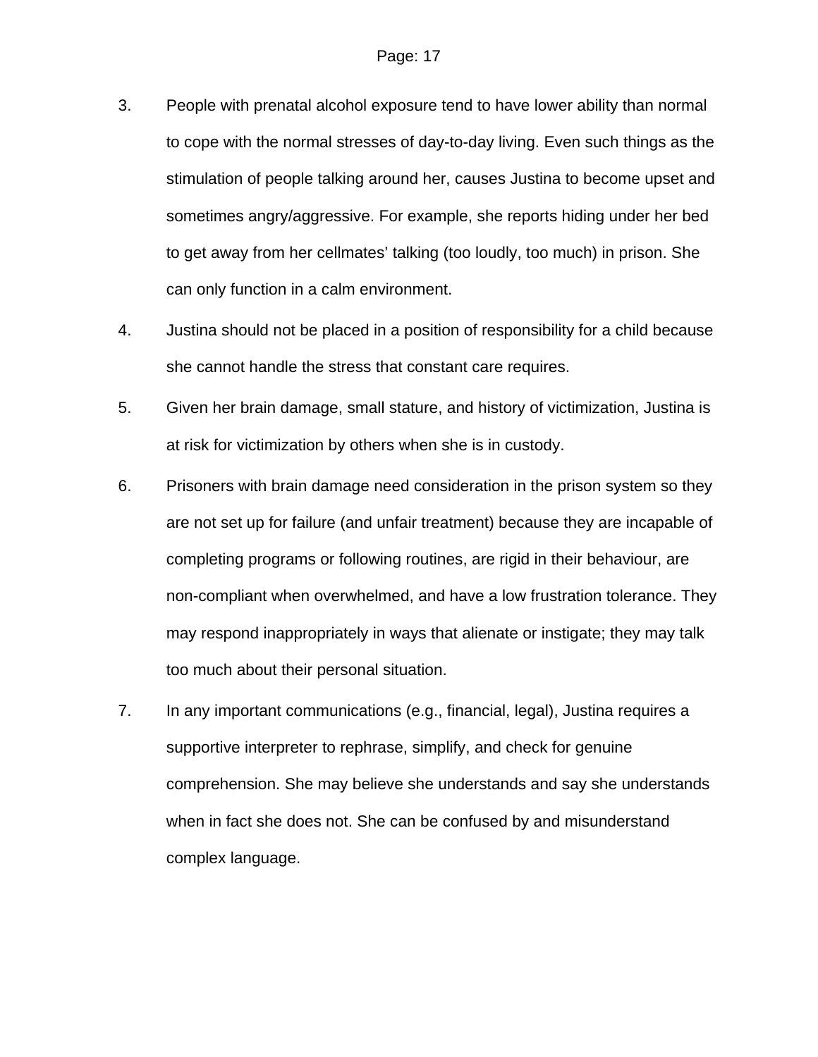3. People with prenatal alcohol exposure tend to have lower ability than normal to cope with the normal stresses of day-to-day living. Even such things as the stimulation of people talking around her, causes Justina to become upset and sometimes angry/aggressive. For example, she reports hiding under her bed to get away from her cellmates' talking (too loudly, too much) in prison. She can only function in a calm environment.

4. Justina should not be placed in a position of responsibility for a child because she cannot handle the stress that constant care requires.

5. Given her brain damage, small stature, and history of victimization, Justina is at risk for victimization by others when she is in custody.

6. Prisoners with brain damage need consideration in the prison system so they are not set up for failure (and unfair treatment) because they are incapable of completing programs or following routines, are rigid in their behaviour, are non-compliant when overwhelmed, and have a low frustration tolerance. They may respond inappropriately in ways that alienate or instigate; they may talk too much about their personal situation.

7. In any important communications (e.g., financial, legal), Justina requires a supportive interpreter to rephrase, simplify, and check for genuine comprehension. She may believe she understands and say she understands when in fact she does not. She can be confused by and misunderstand complex language.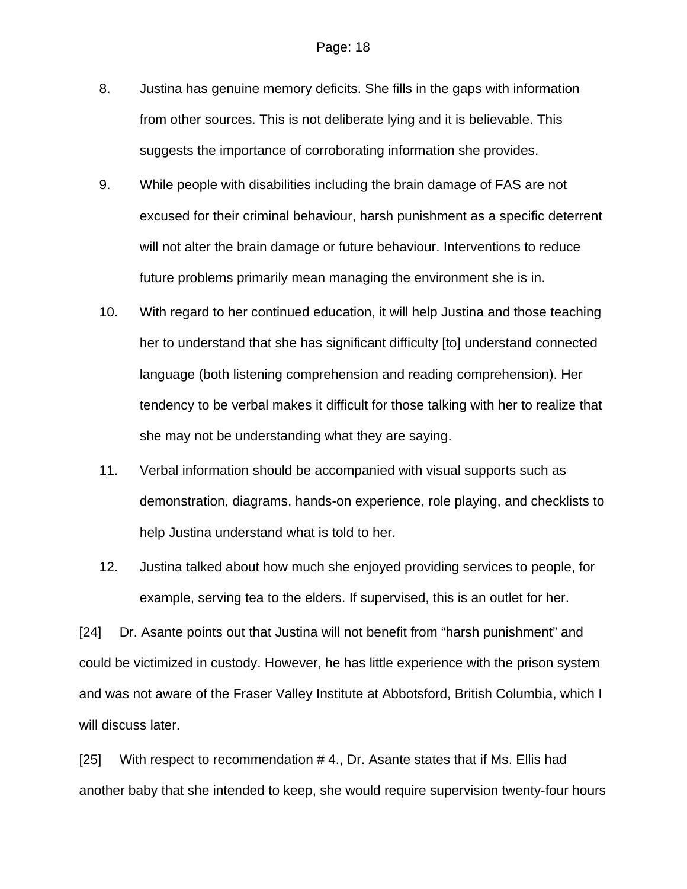8. Justina has genuine memory deficits. She fills in the gaps with information from other sources. This is not deliberate lying and it is believable. This suggests the importance of corroborating information she provides.

9. While people with disabilities including the brain damage of FAS are not excused for their criminal behaviour, harsh punishment as a specific deterrent will not alter the brain damage or future behaviour. Interventions to reduce future problems primarily mean managing the environment she is in.

10. With regard to her continued education, it will help Justina and those teaching her to understand that she has significant difficulty [to] understand connected language (both listening comprehension and reading comprehension). Her tendency to be verbal makes it difficult for those talking with her to realize that she may not be understanding what they are saying.

11. Verbal information should be accompanied with visual supports such as demonstration, diagrams, hands-on experience, role playing, and checklists to help Justina understand what is told to her.

12. Justina talked about how much she enjoyed providing services to people, for example, serving tea to the elders. If supervised, this is an outlet for her.

[24] Dr. Asante points out that Justina will not benefit from "harsh punishment" and could be victimized in custody. However, he has little experience with the prison system and was not aware of the Fraser Valley Institute at Abbotsford, British Columbia, which I will discuss later.

[25] With respect to recommendation # 4., Dr. Asante states that if Ms. Ellis had another baby that she intended to keep, she would require supervision twenty-four hours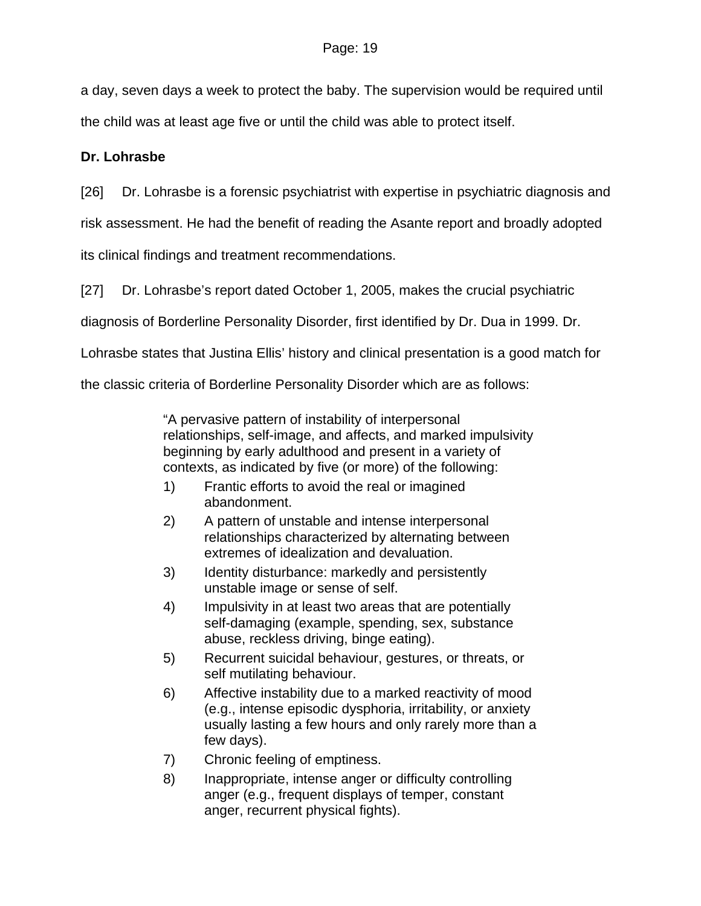a day, seven days a week to protect the baby. The supervision would be required until the child was at least age five or until the child was able to protect itself.

**Dr. Lohrasbe**

[26] Dr. Lohrasbe is a forensic psychiatrist with expertise in psychiatric diagnosis and risk assessment. He had the benefit of reading the Asante report and broadly adopted its clinical findings and treatment recommendations.

[27] Dr. Lohrasbe's report dated October 1, 2005, makes the crucial psychiatric diagnosis of Borderline Personality Disorder, first identified by Dr. Dua in 1999. Dr. Lohrasbe states that Justina Ellis' history and clinical presentation is a good match for the classic criteria of Borderline Personality Disorder which are as follows:

> "A pervasive pattern of instability of interpersonal relationships, self-image, and affects, and marked impulsivity beginning by early adulthood and present in a variety of contexts, as indicated by five (or more) of the following:
>
> 1) Frantic efforts to avoid the real or imagined abandonment.
> 2) A pattern of unstable and intense interpersonal relationships characterized by alternating between extremes of idealization and devaluation.
> 3) Identity disturbance: markedly and persistently unstable image or sense of self.
> 4) Impulsivity in at least two areas that are potentially self-damaging (example, spending, sex, substance abuse, reckless driving, binge eating).
> 5) Recurrent suicidal behaviour, gestures, or threats, or self mutilating behaviour.
> 6) Affective instability due to a marked reactivity of mood (e.g., intense episodic dysphoria, irritability, or anxiety usually lasting a few hours and only rarely more than a few days).
> 7) Chronic feeling of emptiness.
> 8) Inappropriate, intense anger or difficulty controlling anger (e.g., frequent displays of temper, constant anger, recurrent physical fights).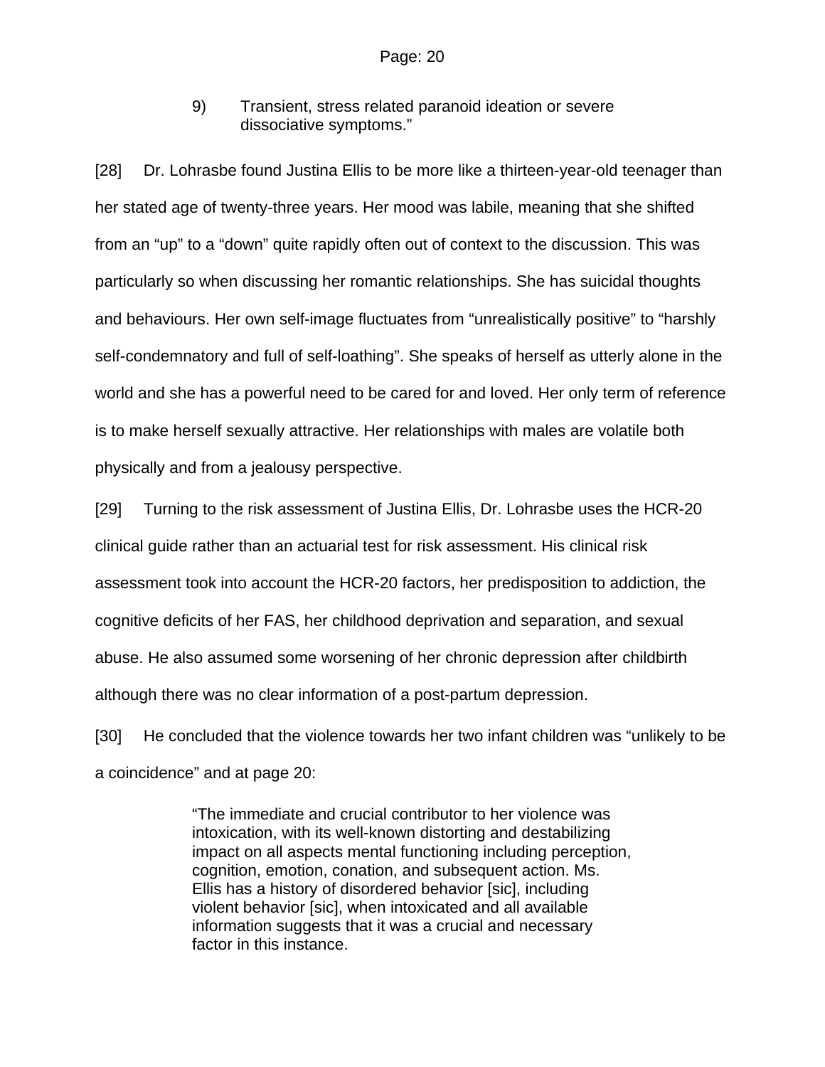> 9) Transient, stress related paranoid ideation or severe dissociative symptoms."

[28] Dr. Lohrasbe found Justina Ellis to be more like a thirteen-year-old teenager than her stated age of twenty-three years. Her mood was labile, meaning that she shifted from an "up" to a "down" quite rapidly often out of context to the discussion. This was particularly so when discussing her romantic relationships. She has suicidal thoughts and behaviours. Her own self-image fluctuates from "unrealistically positive" to "harshly self-condemnatory and full of self-loathing". She speaks of herself as utterly alone in the world and she has a powerful need to be cared for and loved. Her only term of reference is to make herself sexually attractive. Her relationships with males are volatile both physically and from a jealousy perspective.

[29] Turning to the risk assessment of Justina Ellis, Dr. Lohrasbe uses the HCR-20 clinical guide rather than an actuarial test for risk assessment. His clinical risk assessment took into account the HCR-20 factors, her predisposition to addiction, the cognitive deficits of her FAS, her childhood deprivation and separation, and sexual abuse. He also assumed some worsening of her chronic depression after childbirth although there was no clear information of a post-partum depression.

[30] He concluded that the violence towards her two infant children was "unlikely to be a coincidence" and at page 20:

> "The immediate and crucial contributor to her violence was intoxication, with its well-known distorting and destabilizing impact on all aspects mental functioning including perception, cognition, emotion, conation, and subsequent action. Ms. Ellis has a history of disordered behavior [sic], including violent behavior [sic], when intoxicated and all available information suggests that it was a crucial and necessary factor in this instance.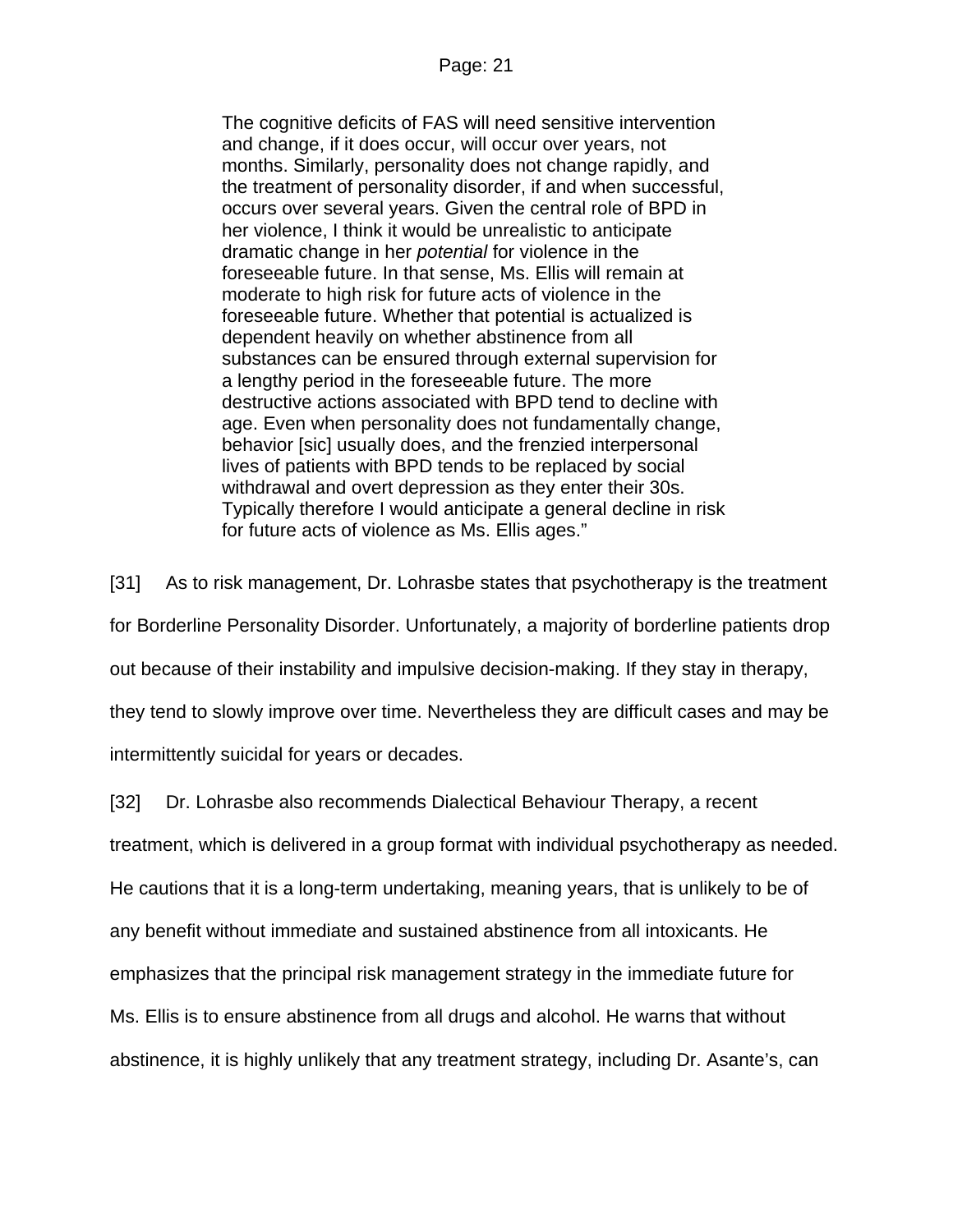> The cognitive deficits of FAS will need sensitive intervention and change, if it does occur, will occur over years, not months. Similarly, personality does not change rapidly, and the treatment of personality disorder, if and when successful, occurs over several years. Given the central role of BPD in her violence, I think it would be unrealistic to anticipate dramatic change in her *potential* for violence in the foreseeable future. In that sense, Ms. Ellis will remain at moderate to high risk for future acts of violence in the foreseeable future. Whether that potential is actualized is dependent heavily on whether abstinence from all substances can be ensured through external supervision for a lengthy period in the foreseeable future. The more destructive actions associated with BPD tend to decline with age. Even when personality does not fundamentally change, behavior [sic] usually does, and the frenzied interpersonal lives of patients with BPD tends to be replaced by social withdrawal and overt depression as they enter their 30s. Typically therefore I would anticipate a general decline in risk for future acts of violence as Ms. Ellis ages."

[31] As to risk management, Dr. Lohrasbe states that psychotherapy is the treatment for Borderline Personality Disorder. Unfortunately, a majority of borderline patients drop out because of their instability and impulsive decision-making. If they stay in therapy, they tend to slowly improve over time. Nevertheless they are difficult cases and may be intermittently suicidal for years or decades.

[32] Dr. Lohrasbe also recommends Dialectical Behaviour Therapy, a recent treatment, which is delivered in a group format with individual psychotherapy as needed. He cautions that it is a long-term undertaking, meaning years, that is unlikely to be of any benefit without immediate and sustained abstinence from all intoxicants. He emphasizes that the principal risk management strategy in the immediate future for Ms. Ellis is to ensure abstinence from all drugs and alcohol. He warns that without abstinence, it is highly unlikely that any treatment strategy, including Dr. Asante's, can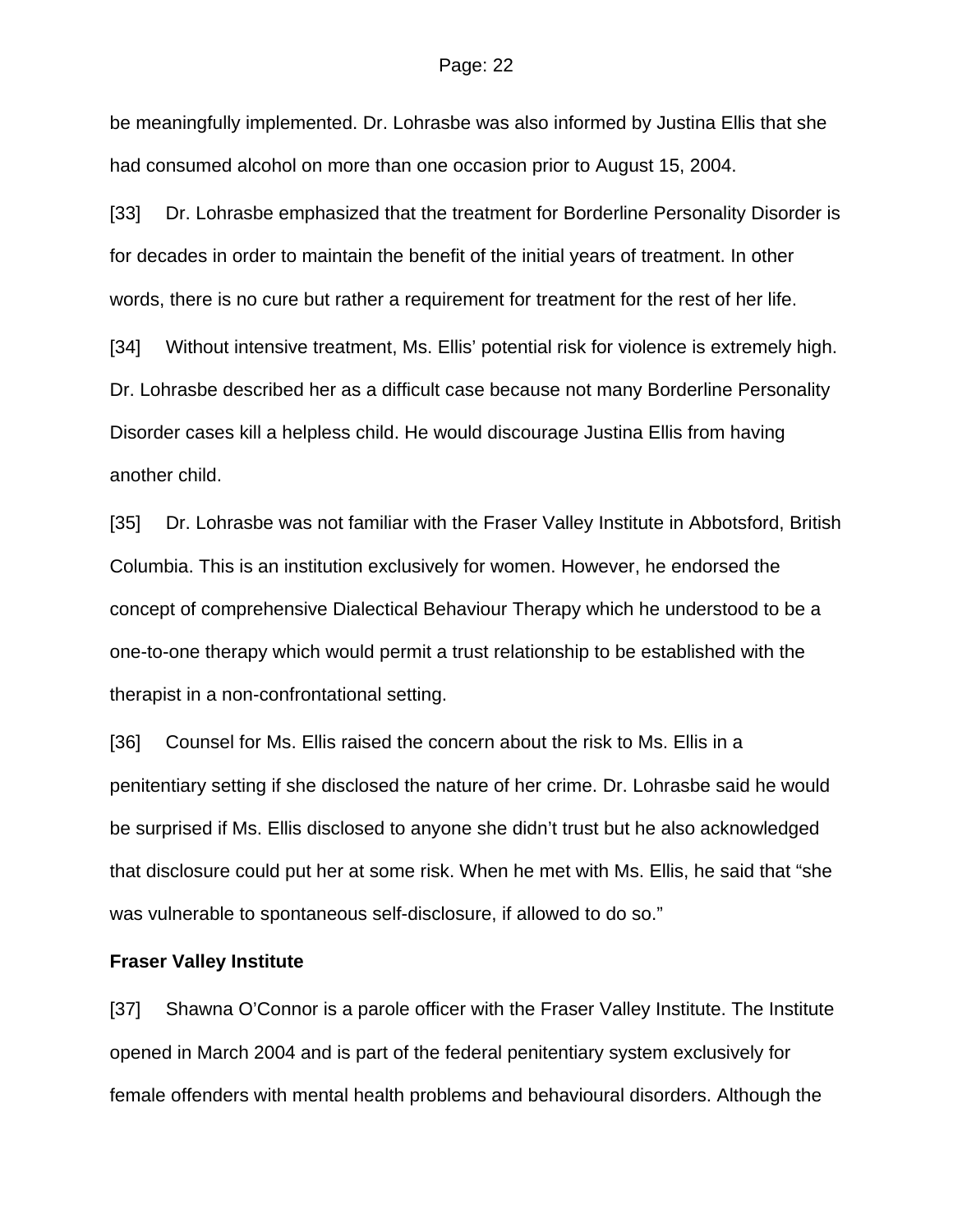be meaningfully implemented. Dr. Lohrasbe was also informed by Justina Ellis that she had consumed alcohol on more than one occasion prior to August 15, 2004.

[33] Dr. Lohrasbe emphasized that the treatment for Borderline Personality Disorder is for decades in order to maintain the benefit of the initial years of treatment. In other words, there is no cure but rather a requirement for treatment for the rest of her life.

[34] Without intensive treatment, Ms. Ellis' potential risk for violence is extremely high. Dr. Lohrasbe described her as a difficult case because not many Borderline Personality Disorder cases kill a helpless child. He would discourage Justina Ellis from having another child.

[35] Dr. Lohrasbe was not familiar with the Fraser Valley Institute in Abbotsford, British Columbia. This is an institution exclusively for women. However, he endorsed the concept of comprehensive Dialectical Behaviour Therapy which he understood to be a one-to-one therapy which would permit a trust relationship to be established with the therapist in a non-confrontational setting.

[36] Counsel for Ms. Ellis raised the concern about the risk to Ms. Ellis in a penitentiary setting if she disclosed the nature of her crime. Dr. Lohrasbe said he would be surprised if Ms. Ellis disclosed to anyone she didn't trust but he also acknowledged that disclosure could put her at some risk. When he met with Ms. Ellis, he said that "she was vulnerable to spontaneous self-disclosure, if allowed to do so."

**Fraser Valley Institute**

[37] Shawna O'Connor is a parole officer with the Fraser Valley Institute. The Institute opened in March 2004 and is part of the federal penitentiary system exclusively for female offenders with mental health problems and behavioural disorders. Although the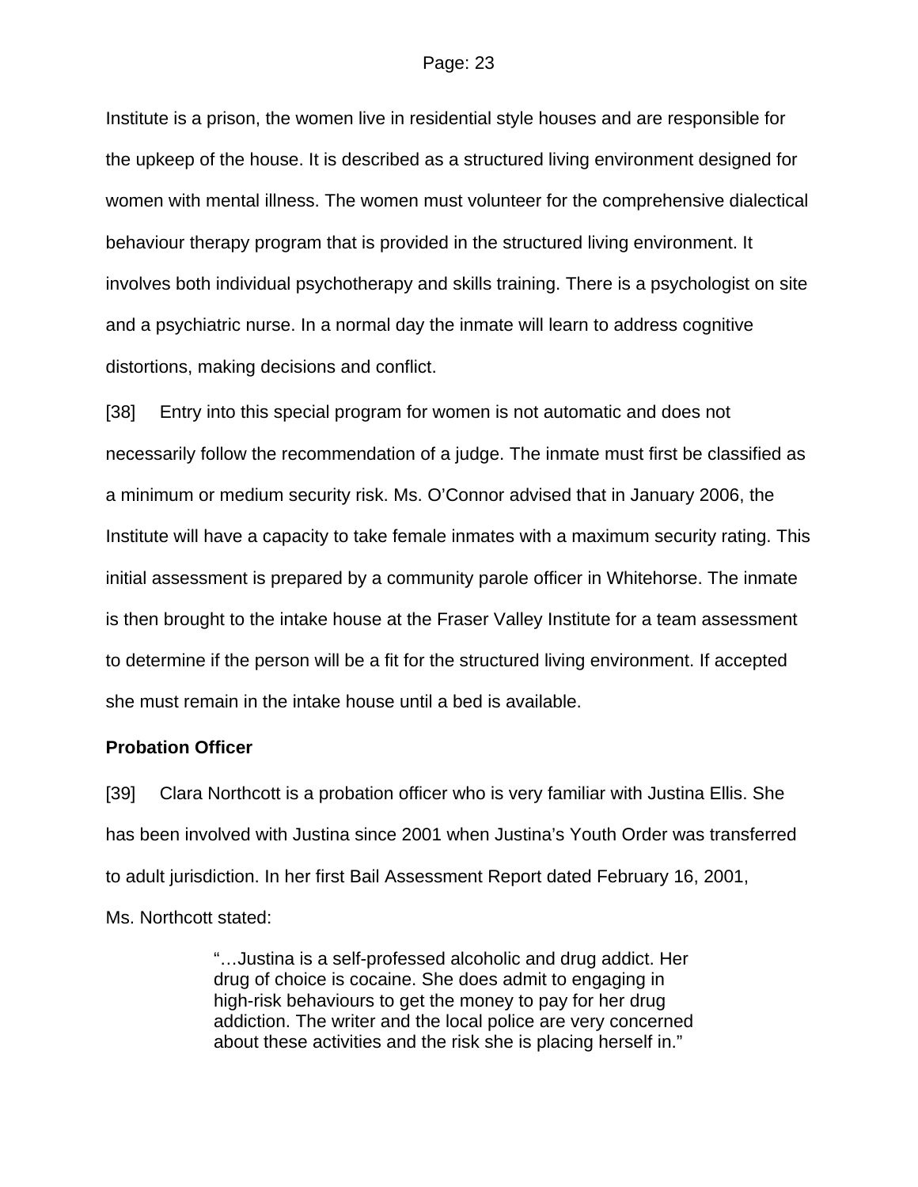Institute is a prison, the women live in residential style houses and are responsible for the upkeep of the house. It is described as a structured living environment designed for women with mental illness. The women must volunteer for the comprehensive dialectical behaviour therapy program that is provided in the structured living environment. It involves both individual psychotherapy and skills training. There is a psychologist on site and a psychiatric nurse. In a normal day the inmate will learn to address cognitive distortions, making decisions and conflict.

[38] Entry into this special program for women is not automatic and does not necessarily follow the recommendation of a judge. The inmate must first be classified as a minimum or medium security risk. Ms. O'Connor advised that in January 2006, the Institute will have a capacity to take female inmates with a maximum security rating. This initial assessment is prepared by a community parole officer in Whitehorse. The inmate is then brought to the intake house at the Fraser Valley Institute for a team assessment to determine if the person will be a fit for the structured living environment. If accepted she must remain in the intake house until a bed is available.

**Probation Officer**

[39] Clara Northcott is a probation officer who is very familiar with Justina Ellis. She has been involved with Justina since 2001 when Justina's Youth Order was transferred to adult jurisdiction. In her first Bail Assessment Report dated February 16, 2001, Ms. Northcott stated:

> "…Justina is a self-professed alcoholic and drug addict. Her drug of choice is cocaine. She does admit to engaging in high-risk behaviours to get the money to pay for her drug addiction. The writer and the local police are very concerned about these activities and the risk she is placing herself in."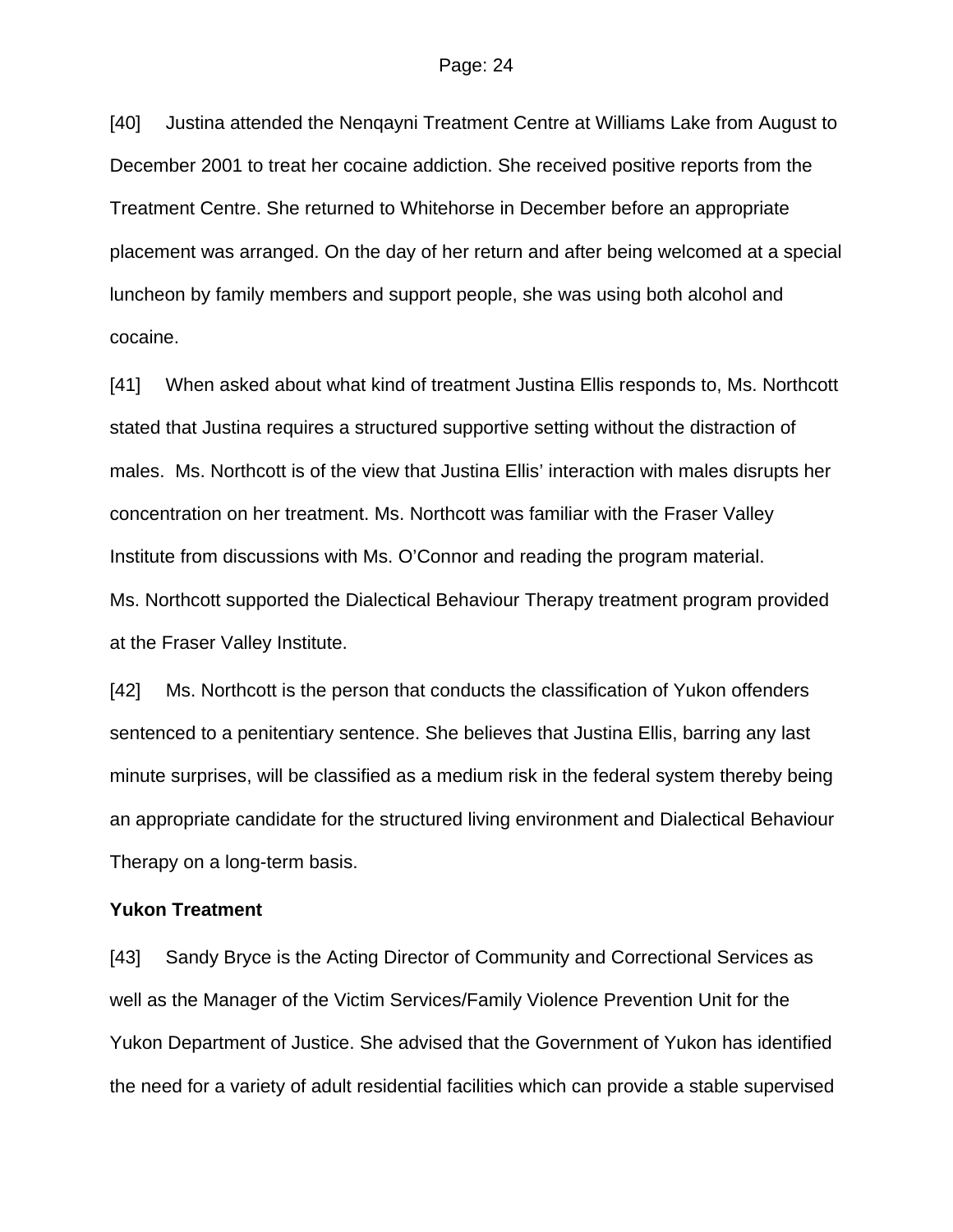[40] Justina attended the Nenqayni Treatment Centre at Williams Lake from August to December 2001 to treat her cocaine addiction. She received positive reports from the Treatment Centre. She returned to Whitehorse in December before an appropriate placement was arranged. On the day of her return and after being welcomed at a special luncheon by family members and support people, she was using both alcohol and cocaine.

[41] When asked about what kind of treatment Justina Ellis responds to, Ms. Northcott stated that Justina requires a structured supportive setting without the distraction of males. Ms. Northcott is of the view that Justina Ellis' interaction with males disrupts her concentration on her treatment. Ms. Northcott was familiar with the Fraser Valley Institute from discussions with Ms. O'Connor and reading the program material. Ms. Northcott supported the Dialectical Behaviour Therapy treatment program provided at the Fraser Valley Institute.

[42] Ms. Northcott is the person that conducts the classification of Yukon offenders sentenced to a penitentiary sentence. She believes that Justina Ellis, barring any last minute surprises, will be classified as a medium risk in the federal system thereby being an appropriate candidate for the structured living environment and Dialectical Behaviour Therapy on a long-term basis.

**Yukon Treatment**

[43] Sandy Bryce is the Acting Director of Community and Correctional Services as well as the Manager of the Victim Services/Family Violence Prevention Unit for the Yukon Department of Justice. She advised that the Government of Yukon has identified the need for a variety of adult residential facilities which can provide a stable supervised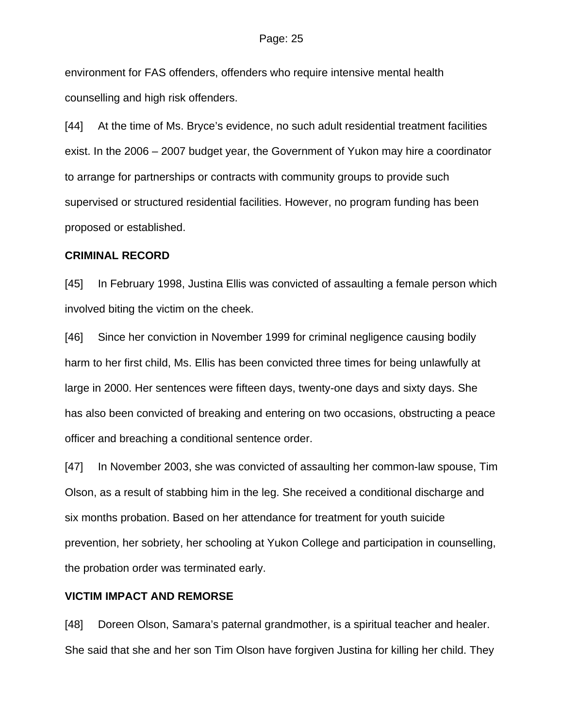environment for FAS offenders, offenders who require intensive mental health counselling and high risk offenders.

[44] At the time of Ms. Bryce's evidence, no such adult residential treatment facilities exist. In the 2006 – 2007 budget year, the Government of Yukon may hire a coordinator to arrange for partnerships or contracts with community groups to provide such supervised or structured residential facilities. However, no program funding has been proposed or established.

**CRIMINAL RECORD**

[45] In February 1998, Justina Ellis was convicted of assaulting a female person which involved biting the victim on the cheek.

[46] Since her conviction in November 1999 for criminal negligence causing bodily harm to her first child, Ms. Ellis has been convicted three times for being unlawfully at large in 2000. Her sentences were fifteen days, twenty-one days and sixty days. She has also been convicted of breaking and entering on two occasions, obstructing a peace officer and breaching a conditional sentence order.

[47] In November 2003, she was convicted of assaulting her common-law spouse, Tim Olson, as a result of stabbing him in the leg. She received a conditional discharge and six months probation. Based on her attendance for treatment for youth suicide prevention, her sobriety, her schooling at Yukon College and participation in counselling, the probation order was terminated early.

**VICTIM IMPACT AND REMORSE**

[48] Doreen Olson, Samara's paternal grandmother, is a spiritual teacher and healer. She said that she and her son Tim Olson have forgiven Justina for killing her child. They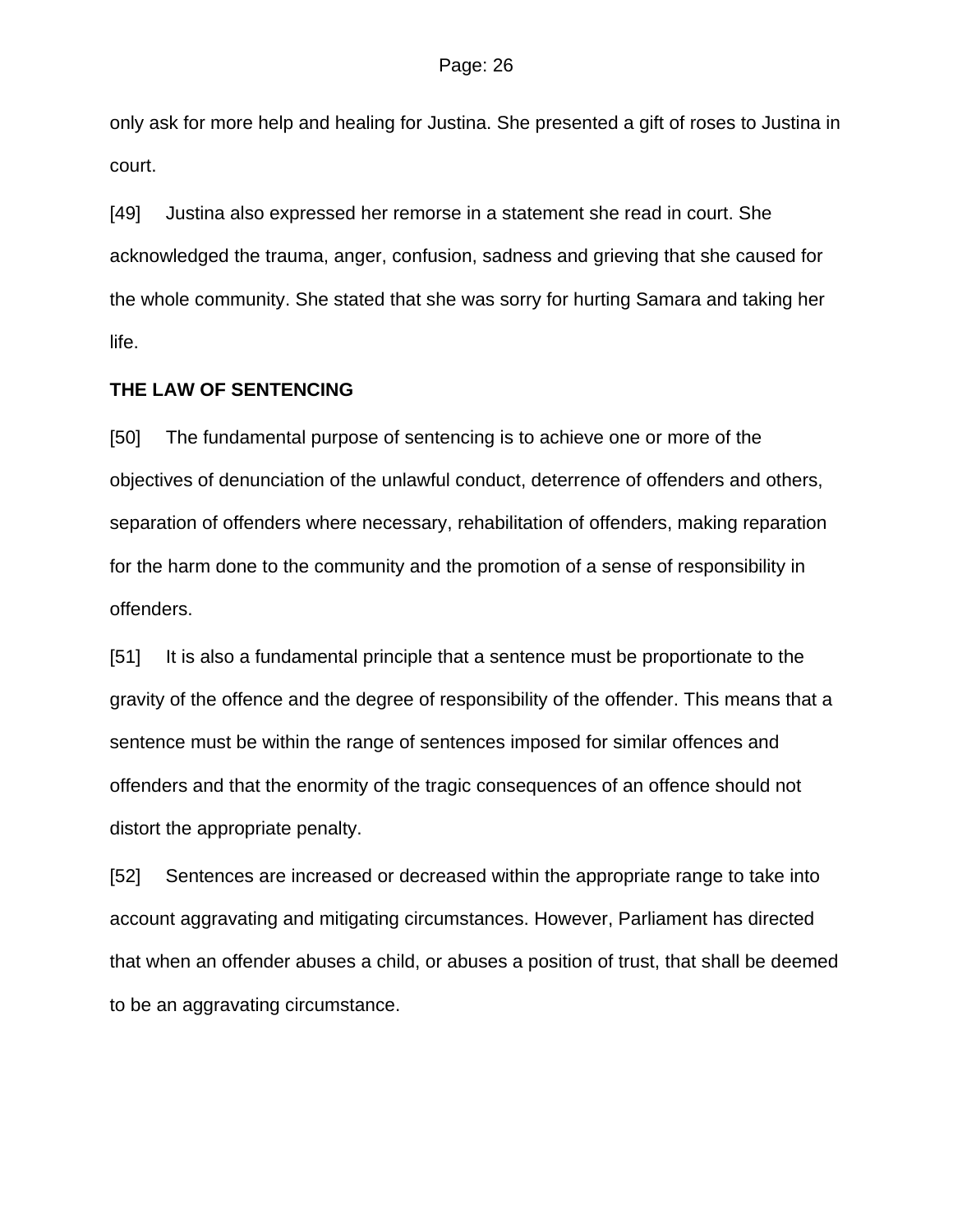only ask for more help and healing for Justina. She presented a gift of roses to Justina in court.

[49] Justina also expressed her remorse in a statement she read in court. She acknowledged the trauma, anger, confusion, sadness and grieving that she caused for the whole community. She stated that she was sorry for hurting Samara and taking her life.

## THE LAW OF SENTENCING

[50] The fundamental purpose of sentencing is to achieve one or more of the objectives of denunciation of the unlawful conduct, deterrence of offenders and others, separation of offenders where necessary, rehabilitation of offenders, making reparation for the harm done to the community and the promotion of a sense of responsibility in offenders.

[51] It is also a fundamental principle that a sentence must be proportionate to the gravity of the offence and the degree of responsibility of the offender. This means that a sentence must be within the range of sentences imposed for similar offences and offenders and that the enormity of the tragic consequences of an offence should not distort the appropriate penalty.

[52] Sentences are increased or decreased within the appropriate range to take into account aggravating and mitigating circumstances. However, Parliament has directed that when an offender abuses a child, or abuses a position of trust, that shall be deemed to be an aggravating circumstance.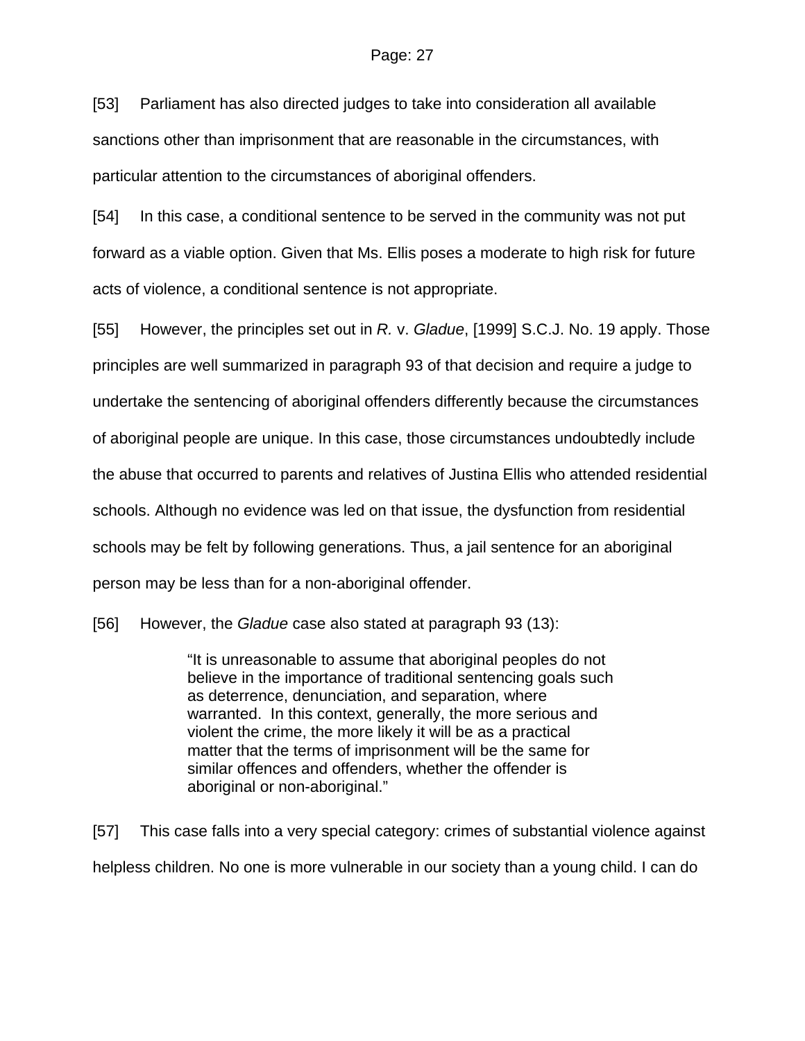[53] Parliament has also directed judges to take into consideration all available sanctions other than imprisonment that are reasonable in the circumstances, with particular attention to the circumstances of aboriginal offenders.

[54] In this case, a conditional sentence to be served in the community was not put forward as a viable option. Given that Ms. Ellis poses a moderate to high risk for future acts of violence, a conditional sentence is not appropriate.

[55] However, the principles set out in *R.* v. *Gladue*, [1999] S.C.J. No. 19 apply. Those principles are well summarized in paragraph 93 of that decision and require a judge to undertake the sentencing of aboriginal offenders differently because the circumstances of aboriginal people are unique. In this case, those circumstances undoubtedly include the abuse that occurred to parents and relatives of Justina Ellis who attended residential schools. Although no evidence was led on that issue, the dysfunction from residential schools may be felt by following generations. Thus, a jail sentence for an aboriginal person may be less than for a non-aboriginal offender.

[56] However, the *Gladue* case also stated at paragraph 93 (13):

> "It is unreasonable to assume that aboriginal peoples do not believe in the importance of traditional sentencing goals such as deterrence, denunciation, and separation, where warranted. In this context, generally, the more serious and violent the crime, the more likely it will be as a practical matter that the terms of imprisonment will be the same for similar offences and offenders, whether the offender is aboriginal or non-aboriginal."

[57] This case falls into a very special category: crimes of substantial violence against helpless children. No one is more vulnerable in our society than a young child. I can do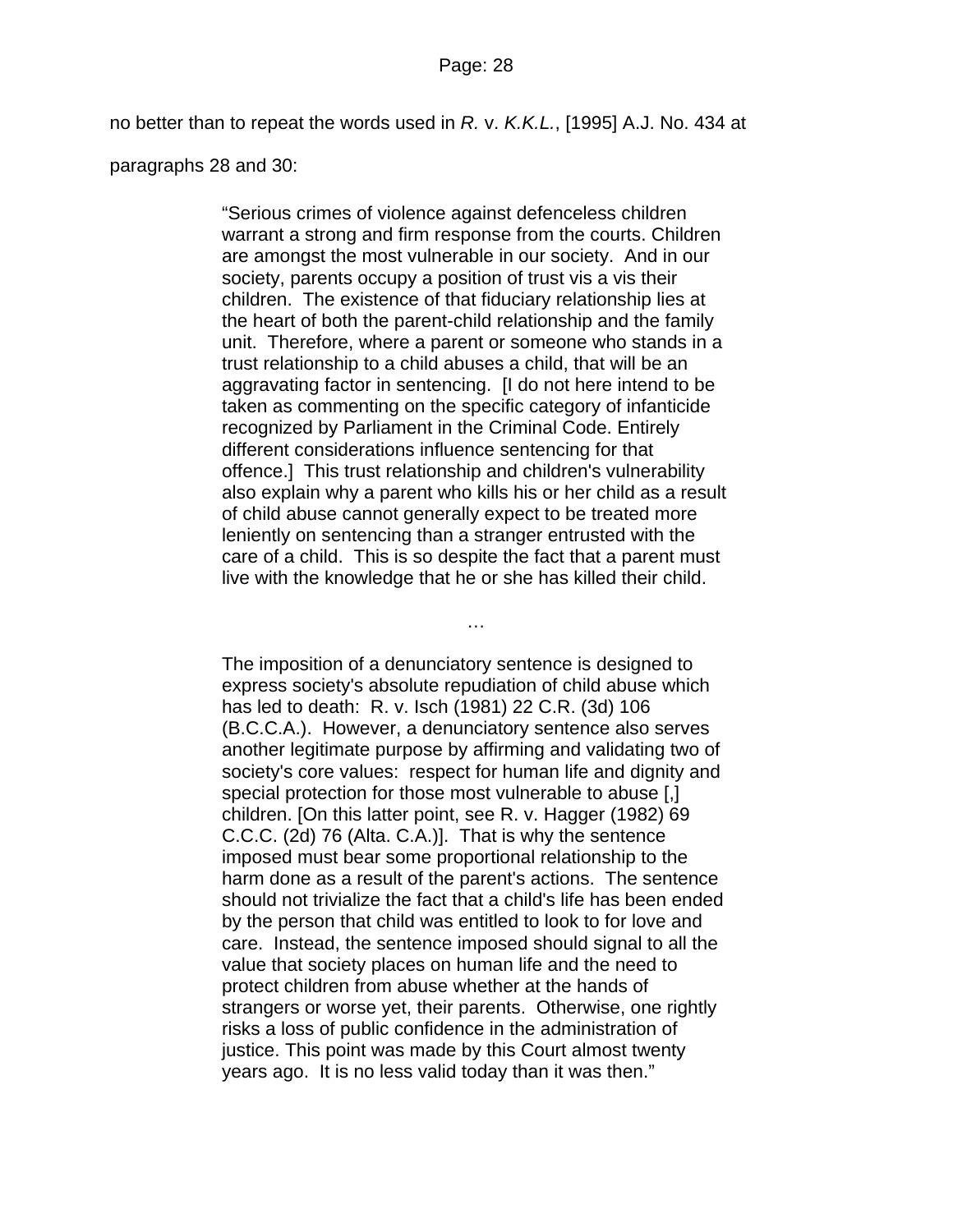no better than to repeat the words used in *R.* v. *K.K.L.*, [1995] A.J. No. 434 at paragraphs 28 and 30:

> "Serious crimes of violence against defenceless children warrant a strong and firm response from the courts. Children are amongst the most vulnerable in our society. And in our society, parents occupy a position of trust vis a vis their children. The existence of that fiduciary relationship lies at the heart of both the parent-child relationship and the family unit. Therefore, where a parent or someone who stands in a trust relationship to a child abuses a child, that will be an aggravating factor in sentencing. [I do not here intend to be taken as commenting on the specific category of infanticide recognized by Parliament in the Criminal Code. Entirely different considerations influence sentencing for that offence.] This trust relationship and children's vulnerability also explain why a parent who kills his or her child as a result of child abuse cannot generally expect to be treated more leniently on sentencing than a stranger entrusted with the care of a child. This is so despite the fact that a parent must live with the knowledge that he or she has killed their child.
>
> …
>
> The imposition of a denunciatory sentence is designed to express society's absolute repudiation of child abuse which has led to death: R. v. Isch (1981) 22 C.R. (3d) 106 (B.C.C.A.). However, a denunciatory sentence also serves another legitimate purpose by affirming and validating two of society's core values: respect for human life and dignity and special protection for those most vulnerable to abuse [,] children. [On this latter point, see R. v. Hagger (1982) 69 C.C.C. (2d) 76 (Alta. C.A.)]. That is why the sentence imposed must bear some proportional relationship to the harm done as a result of the parent's actions. The sentence should not trivialize the fact that a child's life has been ended by the person that child was entitled to look to for love and care. Instead, the sentence imposed should signal to all the value that society places on human life and the need to protect children from abuse whether at the hands of strangers or worse yet, their parents. Otherwise, one rightly risks a loss of public confidence in the administration of justice. This point was made by this Court almost twenty years ago. It is no less valid today than it was then."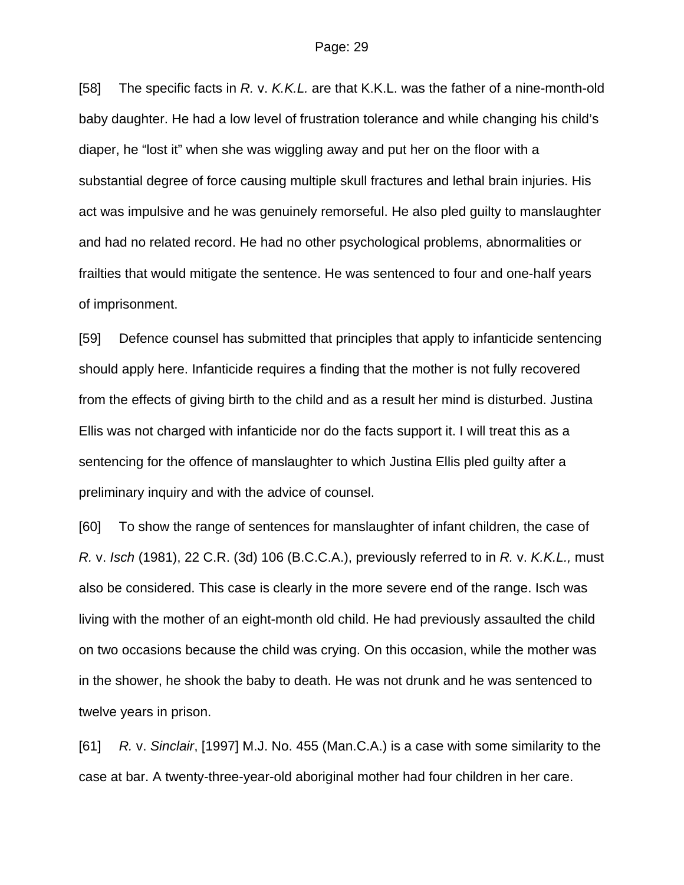[58] The specific facts in *R.* v. *K.K.L.* are that K.K.L. was the father of a nine-month-old baby daughter. He had a low level of frustration tolerance and while changing his child's diaper, he "lost it" when she was wiggling away and put her on the floor with a substantial degree of force causing multiple skull fractures and lethal brain injuries. His act was impulsive and he was genuinely remorseful. He also pled guilty to manslaughter and had no related record. He had no other psychological problems, abnormalities or frailties that would mitigate the sentence. He was sentenced to four and one-half years of imprisonment.

[59] Defence counsel has submitted that principles that apply to infanticide sentencing should apply here. Infanticide requires a finding that the mother is not fully recovered from the effects of giving birth to the child and as a result her mind is disturbed. Justina Ellis was not charged with infanticide nor do the facts support it. I will treat this as a sentencing for the offence of manslaughter to which Justina Ellis pled guilty after a preliminary inquiry and with the advice of counsel.

[60] To show the range of sentences for manslaughter of infant children, the case of *R.* v. *Isch* (1981), 22 C.R. (3d) 106 (B.C.C.A.), previously referred to in *R.* v. *K.K.L.,* must also be considered. This case is clearly in the more severe end of the range. Isch was living with the mother of an eight-month old child. He had previously assaulted the child on two occasions because the child was crying. On this occasion, while the mother was in the shower, he shook the baby to death. He was not drunk and he was sentenced to twelve years in prison.

[61] *R.* v. *Sinclair*, [1997] M.J. No. 455 (Man.C.A.) is a case with some similarity to the case at bar. A twenty-three-year-old aboriginal mother had four children in her care.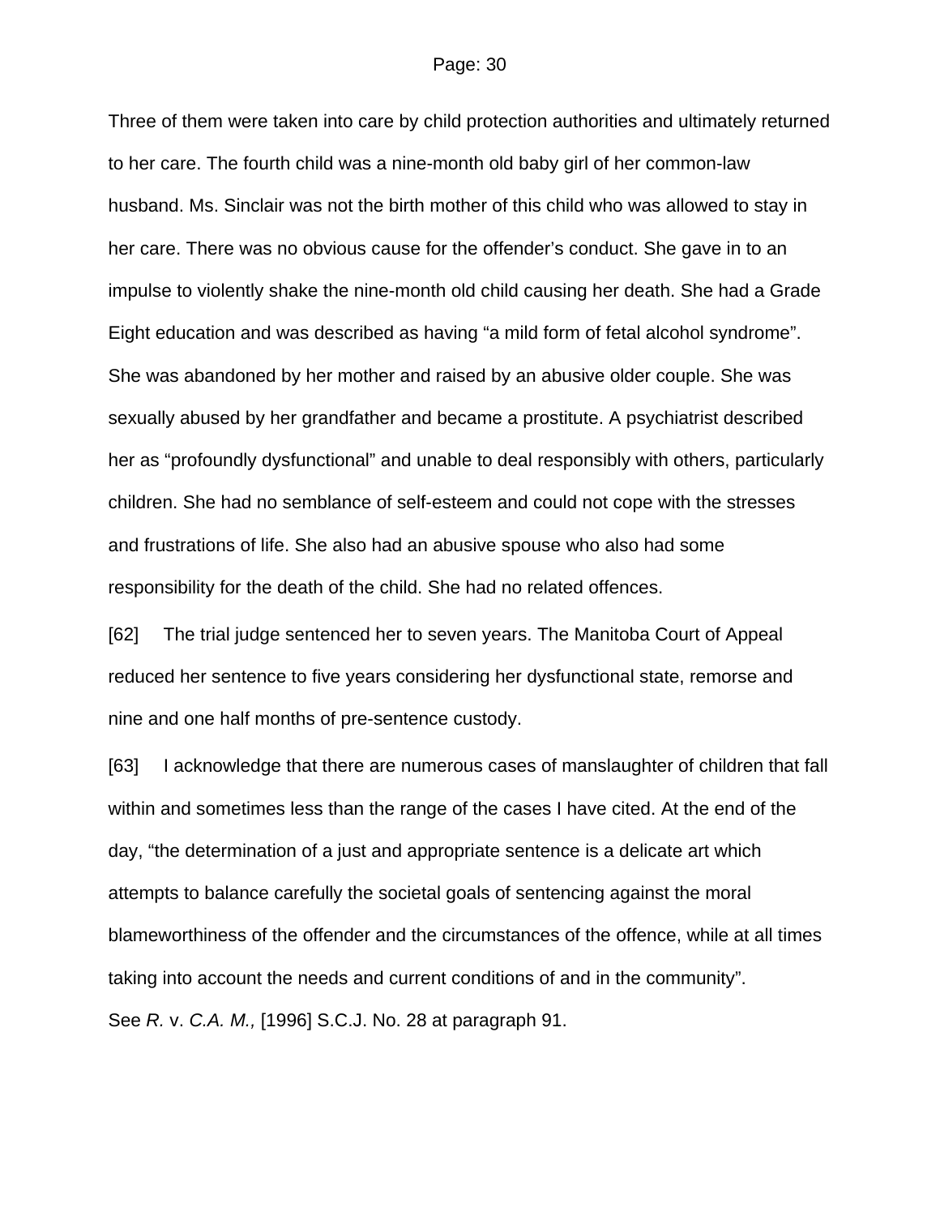Three of them were taken into care by child protection authorities and ultimately returned to her care. The fourth child was a nine-month old baby girl of her common-law husband. Ms. Sinclair was not the birth mother of this child who was allowed to stay in her care. There was no obvious cause for the offender's conduct. She gave in to an impulse to violently shake the nine-month old child causing her death. She had a Grade Eight education and was described as having "a mild form of fetal alcohol syndrome". She was abandoned by her mother and raised by an abusive older couple. She was sexually abused by her grandfather and became a prostitute. A psychiatrist described her as "profoundly dysfunctional" and unable to deal responsibly with others, particularly children. She had no semblance of self-esteem and could not cope with the stresses and frustrations of life. She also had an abusive spouse who also had some responsibility for the death of the child. She had no related offences.

[62] The trial judge sentenced her to seven years. The Manitoba Court of Appeal reduced her sentence to five years considering her dysfunctional state, remorse and nine and one half months of pre-sentence custody.

[63] I acknowledge that there are numerous cases of manslaughter of children that fall within and sometimes less than the range of the cases I have cited. At the end of the day, "the determination of a just and appropriate sentence is a delicate art which attempts to balance carefully the societal goals of sentencing against the moral blameworthiness of the offender and the circumstances of the offence, while at all times taking into account the needs and current conditions of and in the community". See *R.* v. *C.A. M.,* [1996] S.C.J. No. 28 at paragraph 91.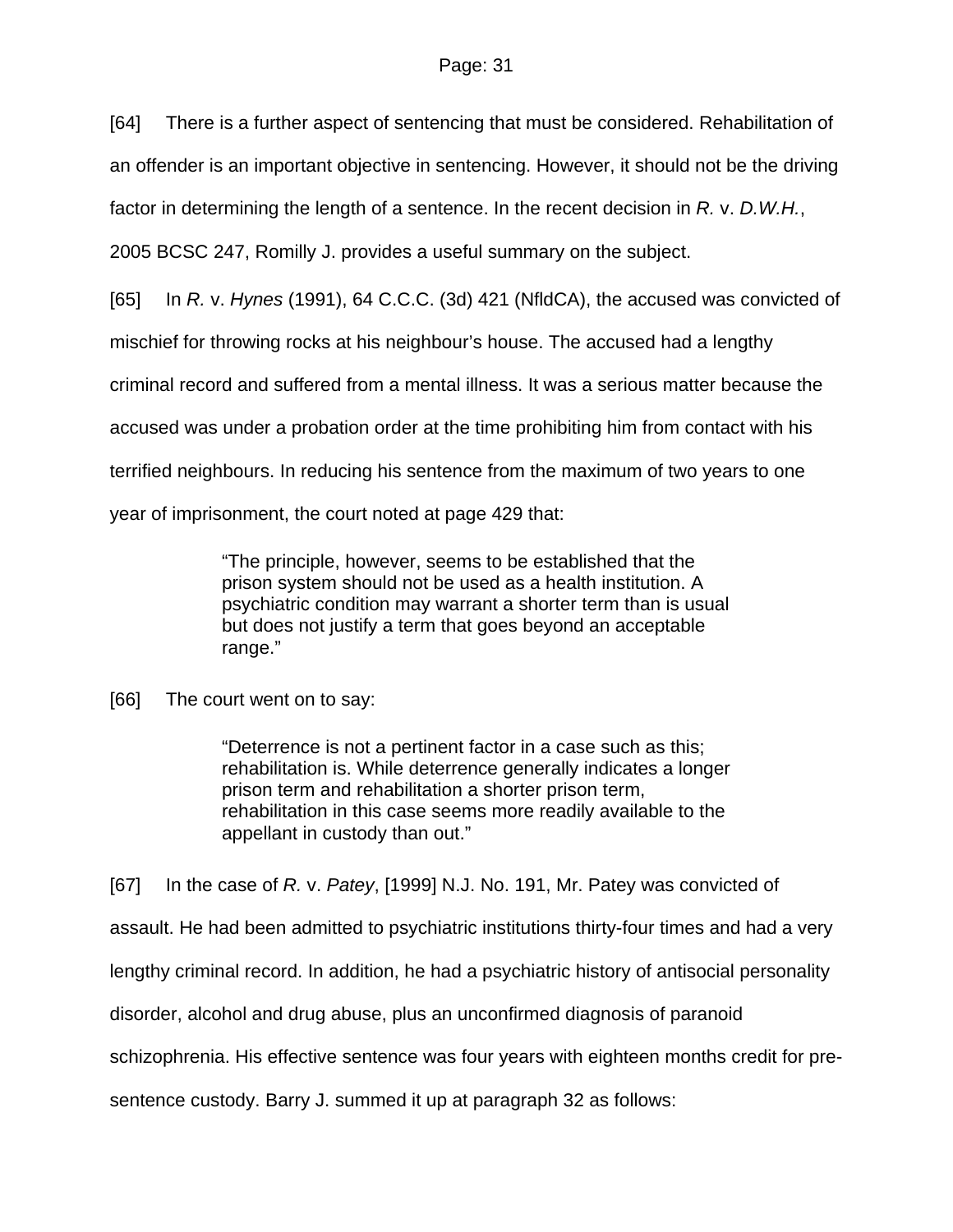[64] There is a further aspect of sentencing that must be considered. Rehabilitation of an offender is an important objective in sentencing. However, it should not be the driving factor in determining the length of a sentence. In the recent decision in *R.* v. *D.W.H.*, 2005 BCSC 247, Romilly J. provides a useful summary on the subject.

[65] In *R.* v. *Hynes* (1991), 64 C.C.C. (3d) 421 (NfldCA), the accused was convicted of mischief for throwing rocks at his neighbour's house. The accused had a lengthy criminal record and suffered from a mental illness. It was a serious matter because the accused was under a probation order at the time prohibiting him from contact with his terrified neighbours. In reducing his sentence from the maximum of two years to one year of imprisonment, the court noted at page 429 that:

> "The principle, however, seems to be established that the prison system should not be used as a health institution. A psychiatric condition may warrant a shorter term than is usual but does not justify a term that goes beyond an acceptable range."

[66] The court went on to say:

> "Deterrence is not a pertinent factor in a case such as this; rehabilitation is. While deterrence generally indicates a longer prison term and rehabilitation a shorter prison term, rehabilitation in this case seems more readily available to the appellant in custody than out."

[67] In the case of *R.* v. *Patey*, [1999] N.J. No. 191, Mr. Patey was convicted of assault. He had been admitted to psychiatric institutions thirty-four times and had a very lengthy criminal record. In addition, he had a psychiatric history of antisocial personality disorder, alcohol and drug abuse, plus an unconfirmed diagnosis of paranoid schizophrenia. His effective sentence was four years with eighteen months credit for pre-sentence custody. Barry J. summed it up at paragraph 32 as follows: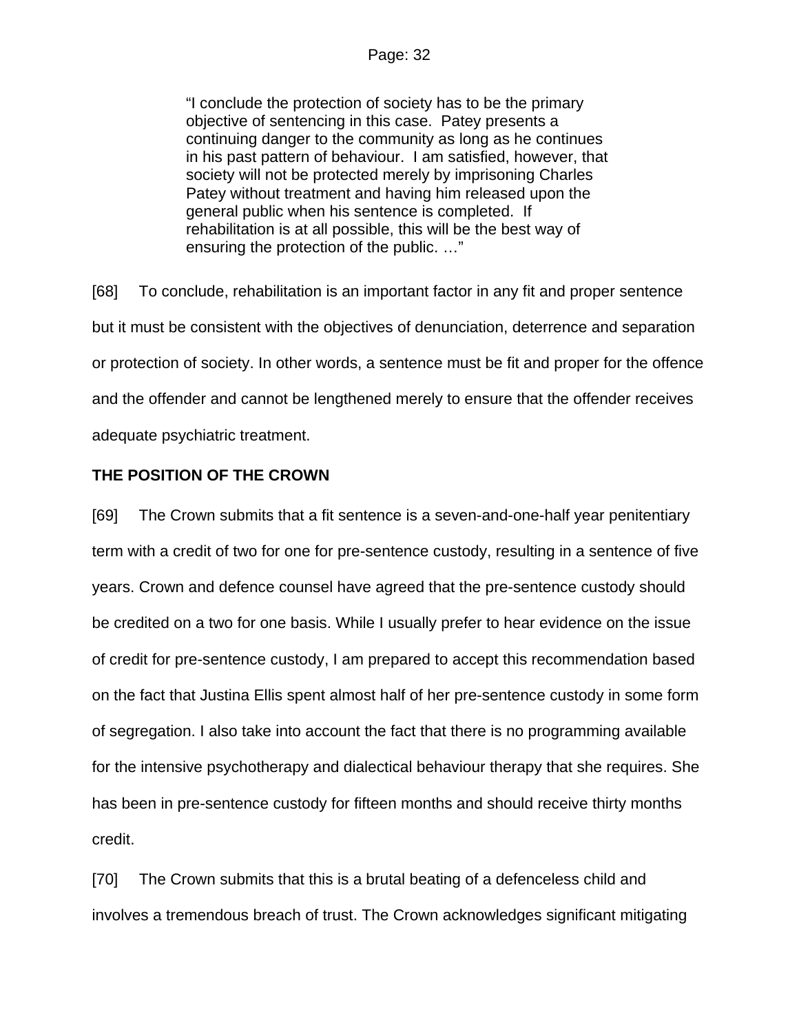> "I conclude the protection of society has to be the primary objective of sentencing in this case. Patey presents a continuing danger to the community as long as he continues in his past pattern of behaviour. I am satisfied, however, that society will not be protected merely by imprisoning Charles Patey without treatment and having him released upon the general public when his sentence is completed. If rehabilitation is at all possible, this will be the best way of ensuring the protection of the public. …"

[68] To conclude, rehabilitation is an important factor in any fit and proper sentence but it must be consistent with the objectives of denunciation, deterrence and separation or protection of society. In other words, a sentence must be fit and proper for the offence and the offender and cannot be lengthened merely to ensure that the offender receives adequate psychiatric treatment.

**THE POSITION OF THE CROWN**

[69] The Crown submits that a fit sentence is a seven-and-one-half year penitentiary term with a credit of two for one for pre-sentence custody, resulting in a sentence of five years. Crown and defence counsel have agreed that the pre-sentence custody should be credited on a two for one basis. While I usually prefer to hear evidence on the issue of credit for pre-sentence custody, I am prepared to accept this recommendation based on the fact that Justina Ellis spent almost half of her pre-sentence custody in some form of segregation. I also take into account the fact that there is no programming available for the intensive psychotherapy and dialectical behaviour therapy that she requires. She has been in pre-sentence custody for fifteen months and should receive thirty months credit.

[70] The Crown submits that this is a brutal beating of a defenceless child and involves a tremendous breach of trust. The Crown acknowledges significant mitigating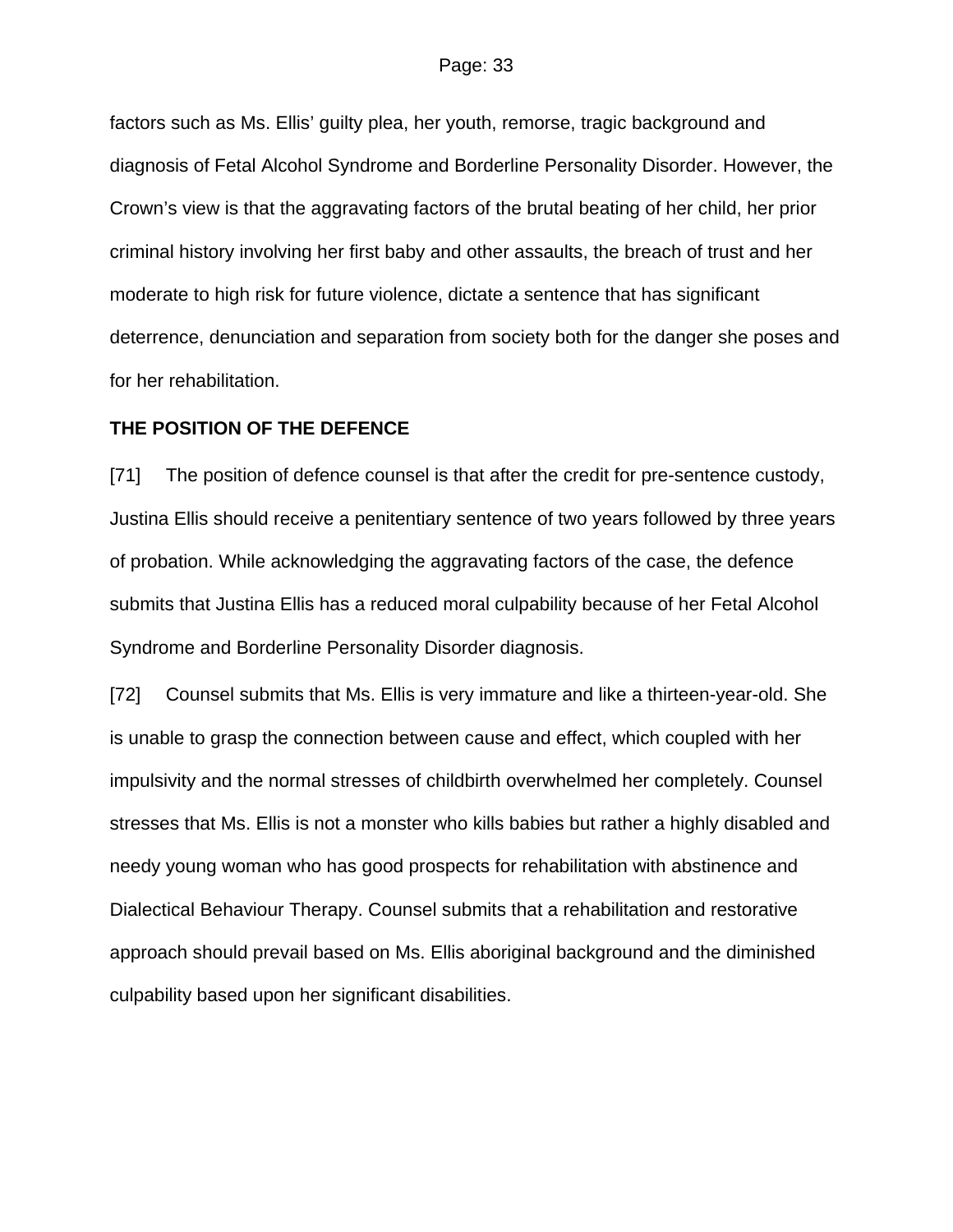factors such as Ms. Ellis' guilty plea, her youth, remorse, tragic background and diagnosis of Fetal Alcohol Syndrome and Borderline Personality Disorder. However, the Crown's view is that the aggravating factors of the brutal beating of her child, her prior criminal history involving her first baby and other assaults, the breach of trust and her moderate to high risk for future violence, dictate a sentence that has significant deterrence, denunciation and separation from society both for the danger she poses and for her rehabilitation.

**THE POSITION OF THE DEFENCE**

[71] The position of defence counsel is that after the credit for pre-sentence custody, Justina Ellis should receive a penitentiary sentence of two years followed by three years of probation. While acknowledging the aggravating factors of the case, the defence submits that Justina Ellis has a reduced moral culpability because of her Fetal Alcohol Syndrome and Borderline Personality Disorder diagnosis.

[72] Counsel submits that Ms. Ellis is very immature and like a thirteen-year-old. She is unable to grasp the connection between cause and effect, which coupled with her impulsivity and the normal stresses of childbirth overwhelmed her completely. Counsel stresses that Ms. Ellis is not a monster who kills babies but rather a highly disabled and needy young woman who has good prospects for rehabilitation with abstinence and Dialectical Behaviour Therapy. Counsel submits that a rehabilitation and restorative approach should prevail based on Ms. Ellis aboriginal background and the diminished culpability based upon her significant disabilities.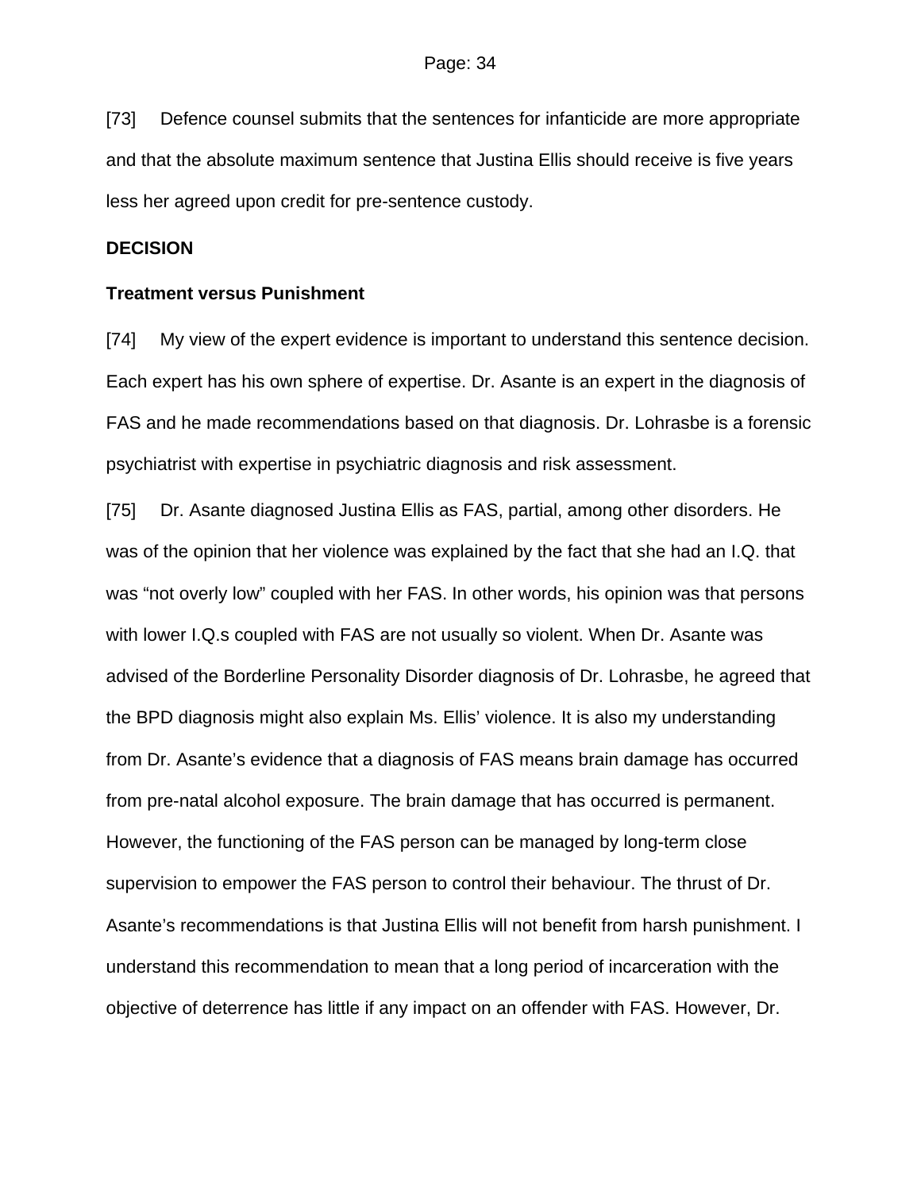[73] Defence counsel submits that the sentences for infanticide are more appropriate and that the absolute maximum sentence that Justina Ellis should receive is five years less her agreed upon credit for pre-sentence custody.

**DECISION**

**Treatment versus Punishment**

[74] My view of the expert evidence is important to understand this sentence decision. Each expert has his own sphere of expertise. Dr. Asante is an expert in the diagnosis of FAS and he made recommendations based on that diagnosis. Dr. Lohrasbe is a forensic psychiatrist with expertise in psychiatric diagnosis and risk assessment.

[75] Dr. Asante diagnosed Justina Ellis as FAS, partial, among other disorders. He was of the opinion that her violence was explained by the fact that she had an I.Q. that was "not overly low" coupled with her FAS. In other words, his opinion was that persons with lower I.Q.s coupled with FAS are not usually so violent. When Dr. Asante was advised of the Borderline Personality Disorder diagnosis of Dr. Lohrasbe, he agreed that the BPD diagnosis might also explain Ms. Ellis' violence. It is also my understanding from Dr. Asante's evidence that a diagnosis of FAS means brain damage has occurred from pre-natal alcohol exposure. The brain damage that has occurred is permanent. However, the functioning of the FAS person can be managed by long-term close supervision to empower the FAS person to control their behaviour. The thrust of Dr. Asante's recommendations is that Justina Ellis will not benefit from harsh punishment. I understand this recommendation to mean that a long period of incarceration with the objective of deterrence has little if any impact on an offender with FAS. However, Dr.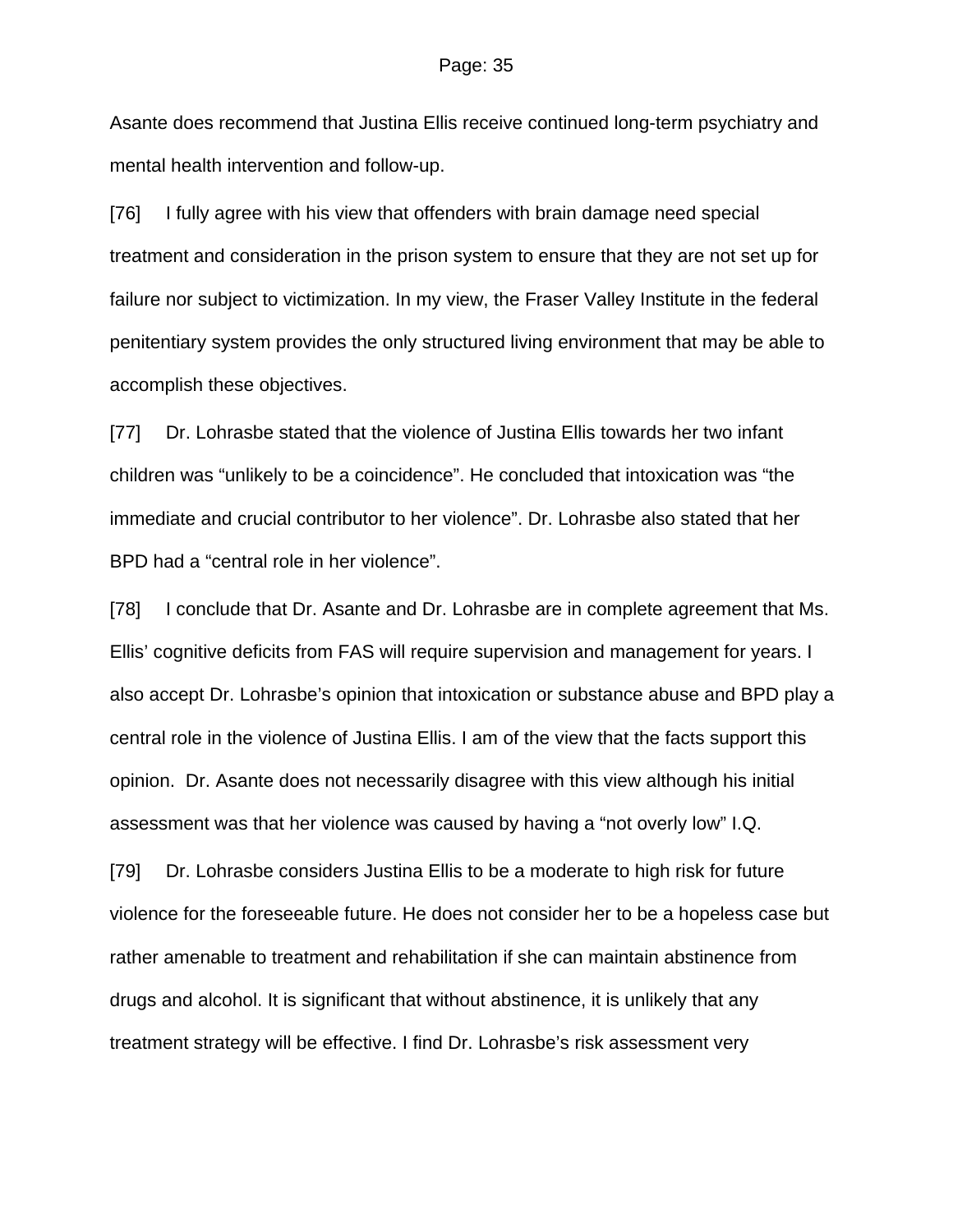Asante does recommend that Justina Ellis receive continued long-term psychiatry and mental health intervention and follow-up.

[76] I fully agree with his view that offenders with brain damage need special treatment and consideration in the prison system to ensure that they are not set up for failure nor subject to victimization. In my view, the Fraser Valley Institute in the federal penitentiary system provides the only structured living environment that may be able to accomplish these objectives.

[77] Dr. Lohrasbe stated that the violence of Justina Ellis towards her two infant children was "unlikely to be a coincidence". He concluded that intoxication was "the immediate and crucial contributor to her violence". Dr. Lohrasbe also stated that her BPD had a "central role in her violence".

[78] I conclude that Dr. Asante and Dr. Lohrasbe are in complete agreement that Ms. Ellis' cognitive deficits from FAS will require supervision and management for years. I also accept Dr. Lohrasbe's opinion that intoxication or substance abuse and BPD play a central role in the violence of Justina Ellis. I am of the view that the facts support this opinion. Dr. Asante does not necessarily disagree with this view although his initial assessment was that her violence was caused by having a "not overly low" I.Q.

[79] Dr. Lohrasbe considers Justina Ellis to be a moderate to high risk for future violence for the foreseeable future. He does not consider her to be a hopeless case but rather amenable to treatment and rehabilitation if she can maintain abstinence from drugs and alcohol. It is significant that without abstinence, it is unlikely that any treatment strategy will be effective. I find Dr. Lohrasbe's risk assessment very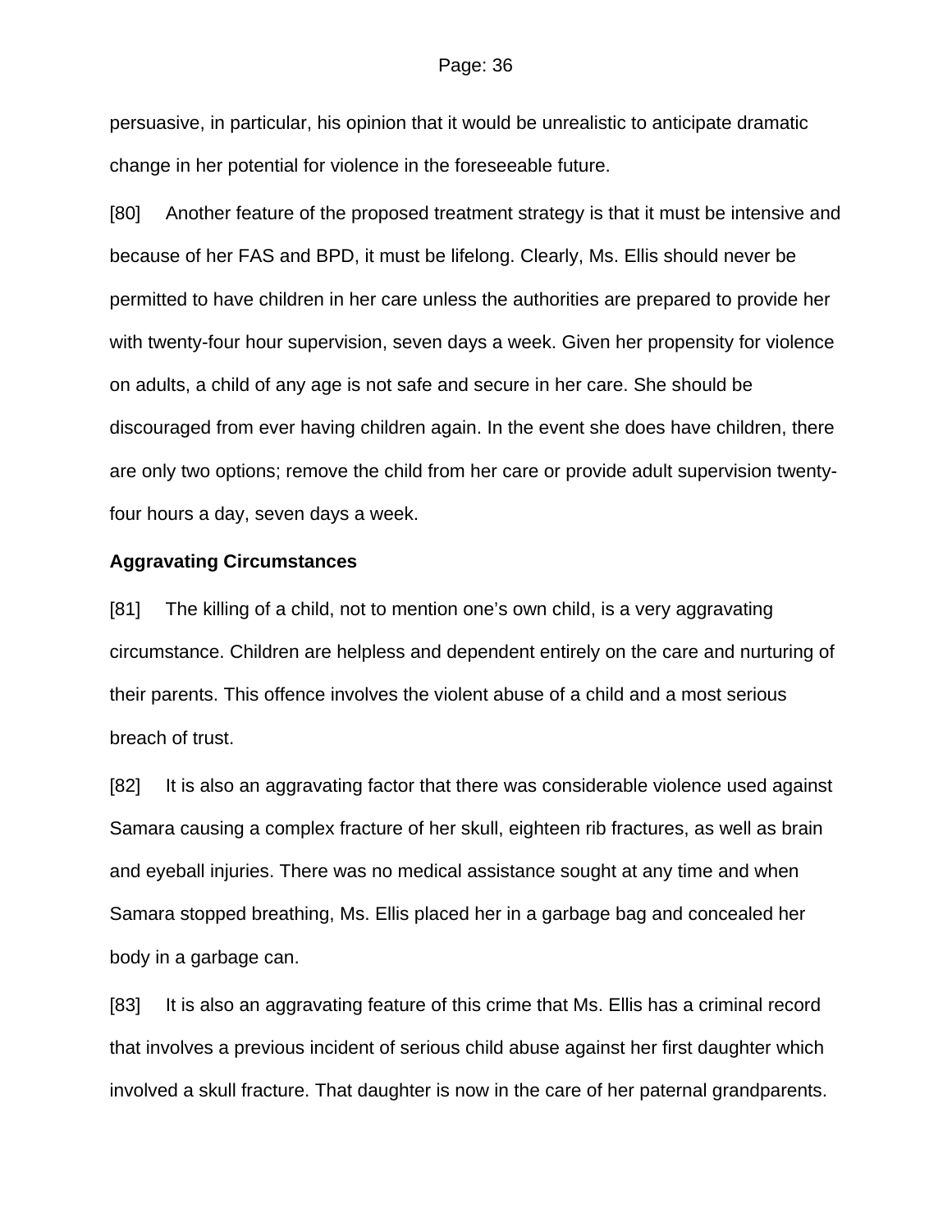persuasive, in particular, his opinion that it would be unrealistic to anticipate dramatic change in her potential for violence in the foreseeable future.

[80] Another feature of the proposed treatment strategy is that it must be intensive and because of her FAS and BPD, it must be lifelong. Clearly, Ms. Ellis should never be permitted to have children in her care unless the authorities are prepared to provide her with twenty-four hour supervision, seven days a week. Given her propensity for violence on adults, a child of any age is not safe and secure in her care. She should be discouraged from ever having children again. In the event she does have children, there are only two options; remove the child from her care or provide adult supervision twenty-four hours a day, seven days a week.

**Aggravating Circumstances**

[81] The killing of a child, not to mention one's own child, is a very aggravating circumstance. Children are helpless and dependent entirely on the care and nurturing of their parents. This offence involves the violent abuse of a child and a most serious breach of trust.

[82] It is also an aggravating factor that there was considerable violence used against Samara causing a complex fracture of her skull, eighteen rib fractures, as well as brain and eyeball injuries. There was no medical assistance sought at any time and when Samara stopped breathing, Ms. Ellis placed her in a garbage bag and concealed her body in a garbage can.

[83] It is also an aggravating feature of this crime that Ms. Ellis has a criminal record that involves a previous incident of serious child abuse against her first daughter which involved a skull fracture. That daughter is now in the care of her paternal grandparents.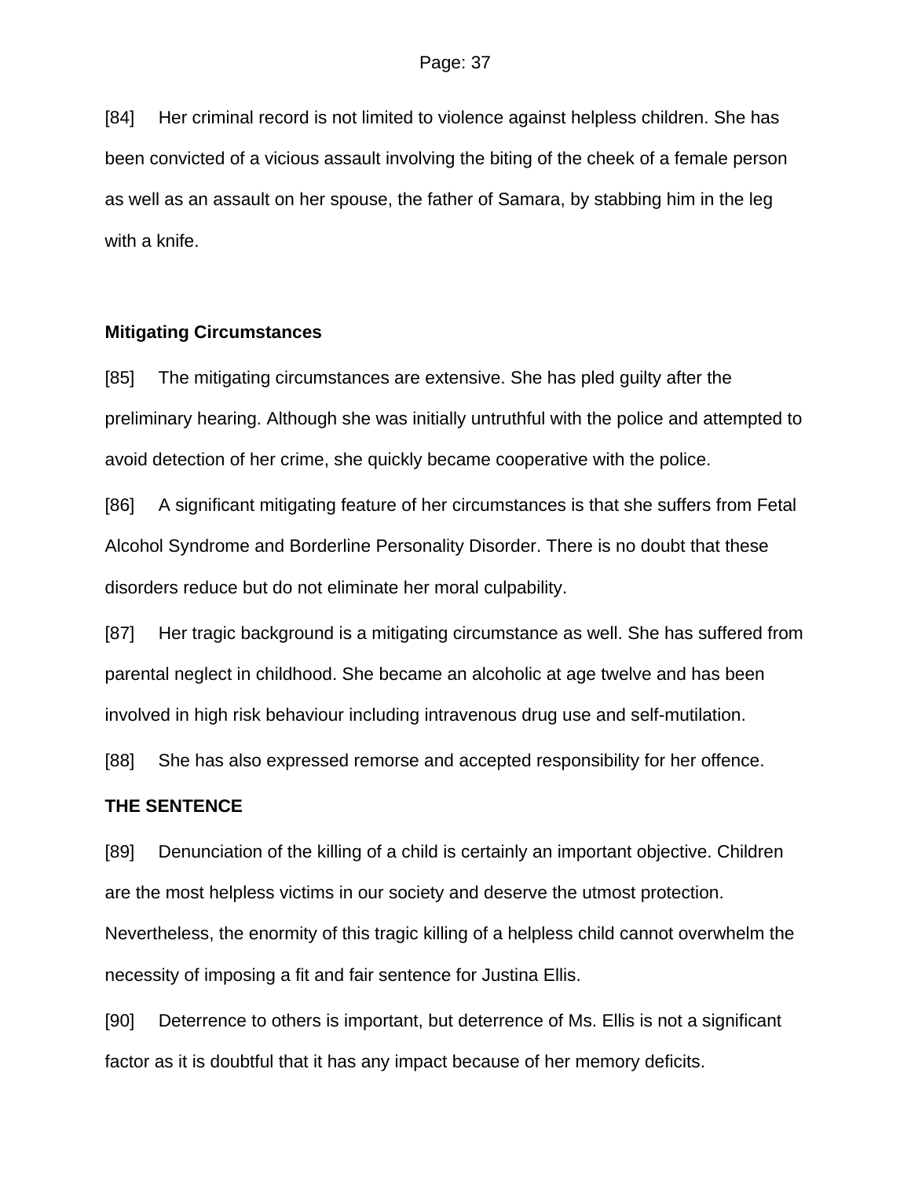[84] Her criminal record is not limited to violence against helpless children. She has been convicted of a vicious assault involving the biting of the cheek of a female person as well as an assault on her spouse, the father of Samara, by stabbing him in the leg with a knife.

## Mitigating Circumstances

[85] The mitigating circumstances are extensive. She has pled guilty after the preliminary hearing. Although she was initially untruthful with the police and attempted to avoid detection of her crime, she quickly became cooperative with the police.

[86] A significant mitigating feature of her circumstances is that she suffers from Fetal Alcohol Syndrome and Borderline Personality Disorder. There is no doubt that these disorders reduce but do not eliminate her moral culpability.

[87] Her tragic background is a mitigating circumstance as well. She has suffered from parental neglect in childhood. She became an alcoholic at age twelve and has been involved in high risk behaviour including intravenous drug use and self-mutilation.

[88] She has also expressed remorse and accepted responsibility for her offence.

## THE SENTENCE

[89] Denunciation of the killing of a child is certainly an important objective. Children are the most helpless victims in our society and deserve the utmost protection. Nevertheless, the enormity of this tragic killing of a helpless child cannot overwhelm the necessity of imposing a fit and fair sentence for Justina Ellis.

[90] Deterrence to others is important, but deterrence of Ms. Ellis is not a significant factor as it is doubtful that it has any impact because of her memory deficits.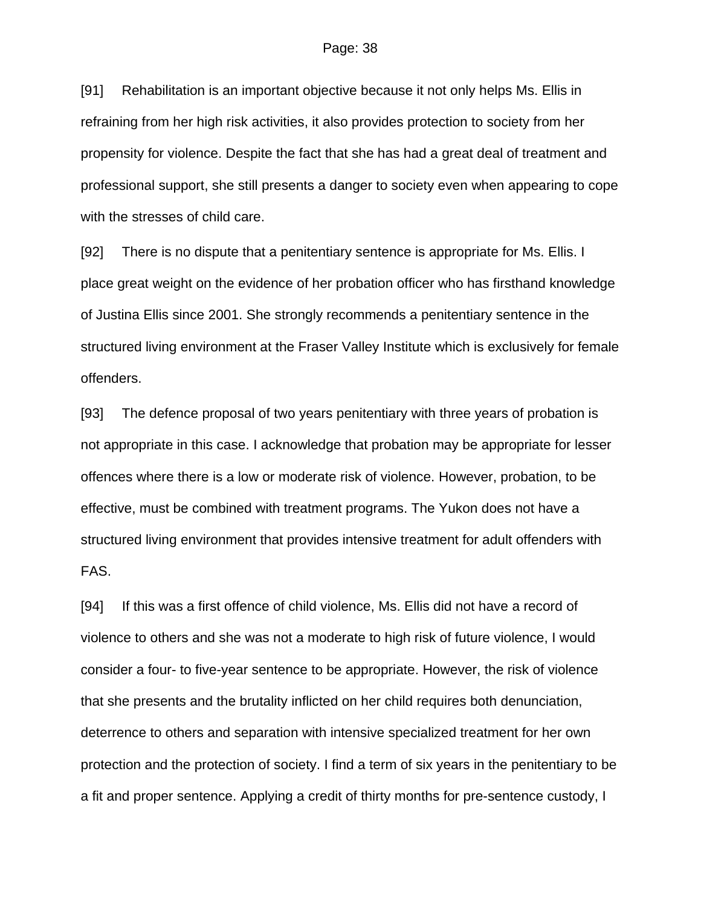[91] Rehabilitation is an important objective because it not only helps Ms. Ellis in refraining from her high risk activities, it also provides protection to society from her propensity for violence. Despite the fact that she has had a great deal of treatment and professional support, she still presents a danger to society even when appearing to cope with the stresses of child care.

[92] There is no dispute that a penitentiary sentence is appropriate for Ms. Ellis. I place great weight on the evidence of her probation officer who has firsthand knowledge of Justina Ellis since 2001. She strongly recommends a penitentiary sentence in the structured living environment at the Fraser Valley Institute which is exclusively for female offenders.

[93] The defence proposal of two years penitentiary with three years of probation is not appropriate in this case. I acknowledge that probation may be appropriate for lesser offences where there is a low or moderate risk of violence. However, probation, to be effective, must be combined with treatment programs. The Yukon does not have a structured living environment that provides intensive treatment for adult offenders with FAS.

[94] If this was a first offence of child violence, Ms. Ellis did not have a record of violence to others and she was not a moderate to high risk of future violence, I would consider a four- to five-year sentence to be appropriate. However, the risk of violence that she presents and the brutality inflicted on her child requires both denunciation, deterrence to others and separation with intensive specialized treatment for her own protection and the protection of society. I find a term of six years in the penitentiary to be a fit and proper sentence. Applying a credit of thirty months for pre-sentence custody, I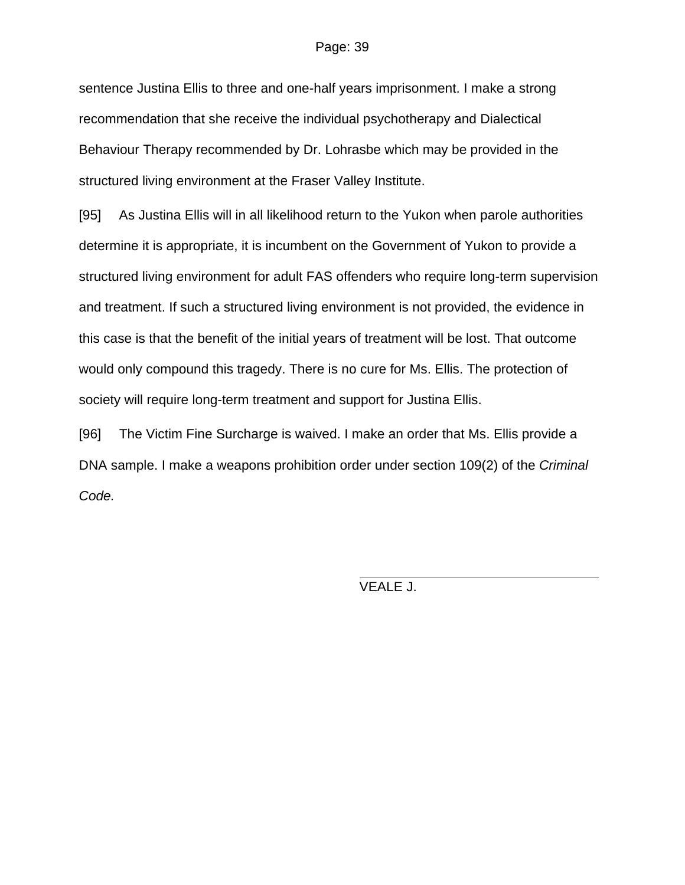sentence Justina Ellis to three and one-half years imprisonment. I make a strong recommendation that she receive the individual psychotherapy and Dialectical Behaviour Therapy recommended by Dr. Lohrasbe which may be provided in the structured living environment at the Fraser Valley Institute.

[95] As Justina Ellis will in all likelihood return to the Yukon when parole authorities determine it is appropriate, it is incumbent on the Government of Yukon to provide a structured living environment for adult FAS offenders who require long-term supervision and treatment. If such a structured living environment is not provided, the evidence in this case is that the benefit of the initial years of treatment will be lost. That outcome would only compound this tragedy. There is no cure for Ms. Ellis. The protection of society will require long-term treatment and support for Justina Ellis.

[96] The Victim Fine Surcharge is waived. I make an order that Ms. Ellis provide a DNA sample. I make a weapons prohibition order under section 109(2) of the *Criminal Code.*

VEALE J.